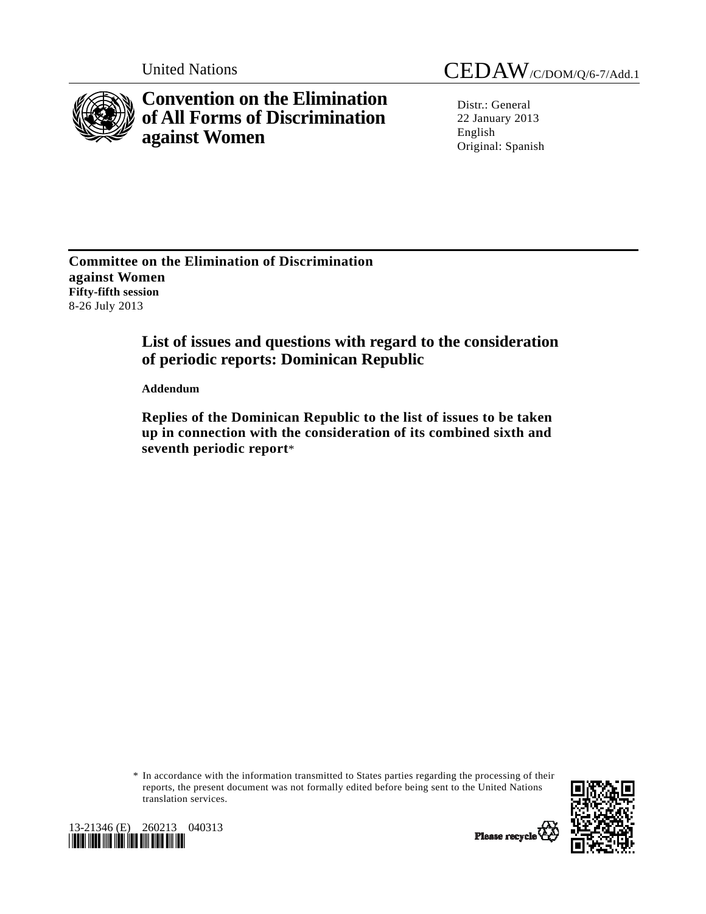United Nations CEDAW/C/DOM/Q/6-7/Add.1

# Convention on the Elimination of All Forms of Discrimination against Women

Distr.: General
22 January 2013
English
Original: Spanish

**Committee on the Elimination of Discrimination against Women**
**Fifty-fifth session**
8-26 July 2013

## List of issues and questions with regard to the consideration of periodic reports: Dominican Republic

**Addendum**

### Replies of the Dominican Republic to the list of issues to be taken up in connection with the consideration of its combined sixth and seventh periodic report*

\* In accordance with the information transmitted to States parties regarding the processing of their reports, the present document was not formally edited before being sent to the United Nations translation services.

13-21346 (E) 260213 040313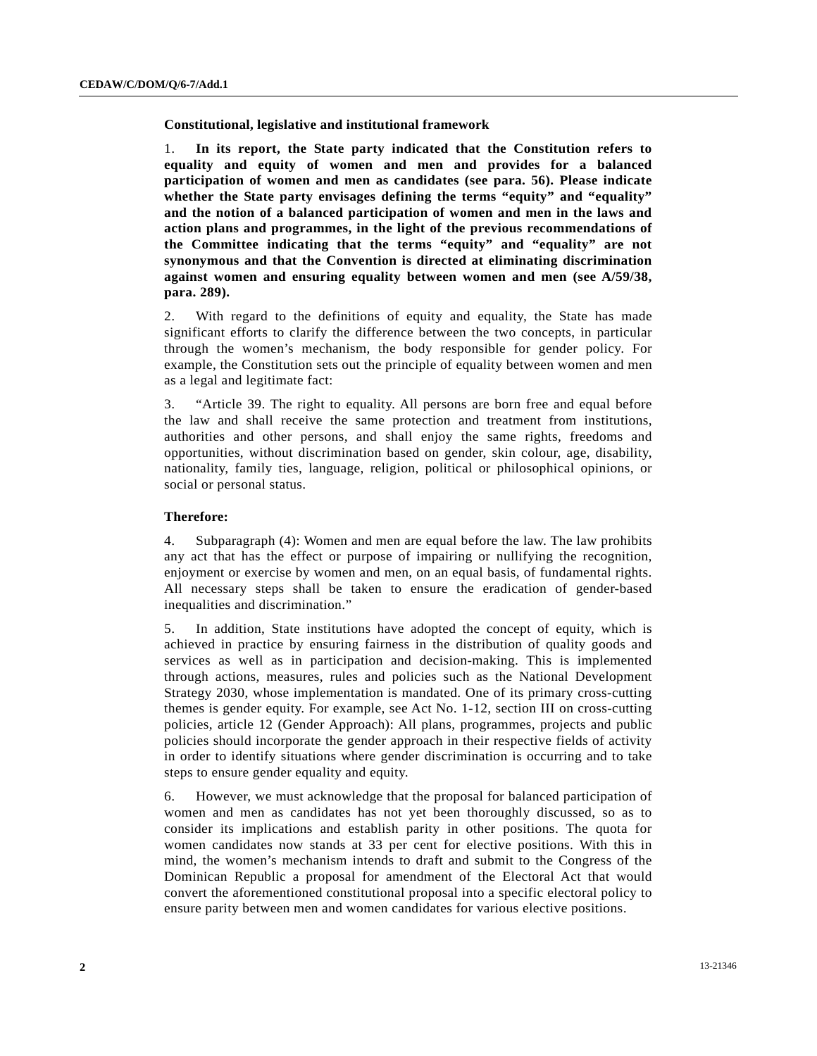**Constitutional, legislative and institutional framework**

1. **In its report, the State party indicated that the Constitution refers to equality and equity of women and men and provides for a balanced participation of women and men as candidates (see para. 56). Please indicate whether the State party envisages defining the terms "equity" and "equality" and the notion of a balanced participation of women and men in the laws and action plans and programmes, in the light of the previous recommendations of the Committee indicating that the terms "equity" and "equality" are not synonymous and that the Convention is directed at eliminating discrimination against women and ensuring equality between women and men (see A/59/38, para. 289).**

2. With regard to the definitions of equity and equality, the State has made significant efforts to clarify the difference between the two concepts, in particular through the women's mechanism, the body responsible for gender policy. For example, the Constitution sets out the principle of equality between women and men as a legal and legitimate fact:

3. "Article 39. The right to equality. All persons are born free and equal before the law and shall receive the same protection and treatment from institutions, authorities and other persons, and shall enjoy the same rights, freedoms and opportunities, without discrimination based on gender, skin colour, age, disability, nationality, family ties, language, religion, political or philosophical opinions, or social or personal status.

**Therefore:**

4. Subparagraph (4): Women and men are equal before the law. The law prohibits any act that has the effect or purpose of impairing or nullifying the recognition, enjoyment or exercise by women and men, on an equal basis, of fundamental rights. All necessary steps shall be taken to ensure the eradication of gender-based inequalities and discrimination."

5. In addition, State institutions have adopted the concept of equity, which is achieved in practice by ensuring fairness in the distribution of quality goods and services as well as in participation and decision-making. This is implemented through actions, measures, rules and policies such as the National Development Strategy 2030, whose implementation is mandated. One of its primary cross-cutting themes is gender equity. For example, see Act No. 1-12, section III on cross-cutting policies, article 12 (Gender Approach): All plans, programmes, projects and public policies should incorporate the gender approach in their respective fields of activity in order to identify situations where gender discrimination is occurring and to take steps to ensure gender equality and equity.

6. However, we must acknowledge that the proposal for balanced participation of women and men as candidates has not yet been thoroughly discussed, so as to consider its implications and establish parity in other positions. The quota for women candidates now stands at 33 per cent for elective positions. With this in mind, the women's mechanism intends to draft and submit to the Congress of the Dominican Republic a proposal for amendment of the Electoral Act that would convert the aforementioned constitutional proposal into a specific electoral policy to ensure parity between men and women candidates for various elective positions.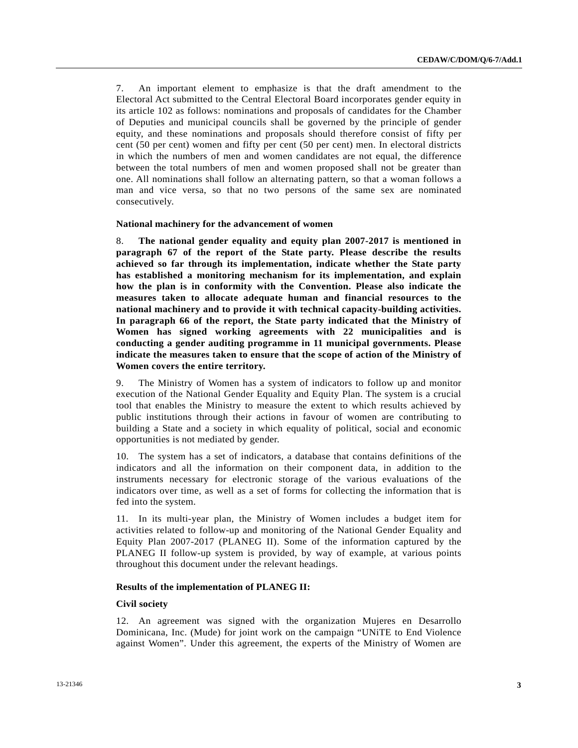7. An important element to emphasize is that the draft amendment to the Electoral Act submitted to the Central Electoral Board incorporates gender equity in its article 102 as follows: nominations and proposals of candidates for the Chamber of Deputies and municipal councils shall be governed by the principle of gender equity, and these nominations and proposals should therefore consist of fifty per cent (50 per cent) women and fifty per cent (50 per cent) men. In electoral districts in which the numbers of men and women candidates are not equal, the difference between the total numbers of men and women proposed shall not be greater than one. All nominations shall follow an alternating pattern, so that a woman follows a man and vice versa, so that no two persons of the same sex are nominated consecutively.

### National machinery for the advancement of women

8. **The national gender equality and equity plan 2007-2017 is mentioned in paragraph 67 of the report of the State party. Please describe the results achieved so far through its implementation, indicate whether the State party has established a monitoring mechanism for its implementation, and explain how the plan is in conformity with the Convention. Please also indicate the measures taken to allocate adequate human and financial resources to the national machinery and to provide it with technical capacity-building activities. In paragraph 66 of the report, the State party indicated that the Ministry of Women has signed working agreements with 22 municipalities and is conducting a gender auditing programme in 11 municipal governments. Please indicate the measures taken to ensure that the scope of action of the Ministry of Women covers the entire territory.**

9. The Ministry of Women has a system of indicators to follow up and monitor execution of the National Gender Equality and Equity Plan. The system is a crucial tool that enables the Ministry to measure the extent to which results achieved by public institutions through their actions in favour of women are contributing to building a State and a society in which equality of political, social and economic opportunities is not mediated by gender.

10. The system has a set of indicators, a database that contains definitions of the indicators and all the information on their component data, in addition to the instruments necessary for electronic storage of the various evaluations of the indicators over time, as well as a set of forms for collecting the information that is fed into the system.

11. In its multi-year plan, the Ministry of Women includes a budget item for activities related to follow-up and monitoring of the National Gender Equality and Equity Plan 2007-2017 (PLANEG II). Some of the information captured by the PLANEG II follow-up system is provided, by way of example, at various points throughout this document under the relevant headings.

### Results of the implementation of PLANEG II:

#### Civil society

12. An agreement was signed with the organization Mujeres en Desarrollo Dominicana, Inc. (Mude) for joint work on the campaign "UNiTE to End Violence against Women". Under this agreement, the experts of the Ministry of Women are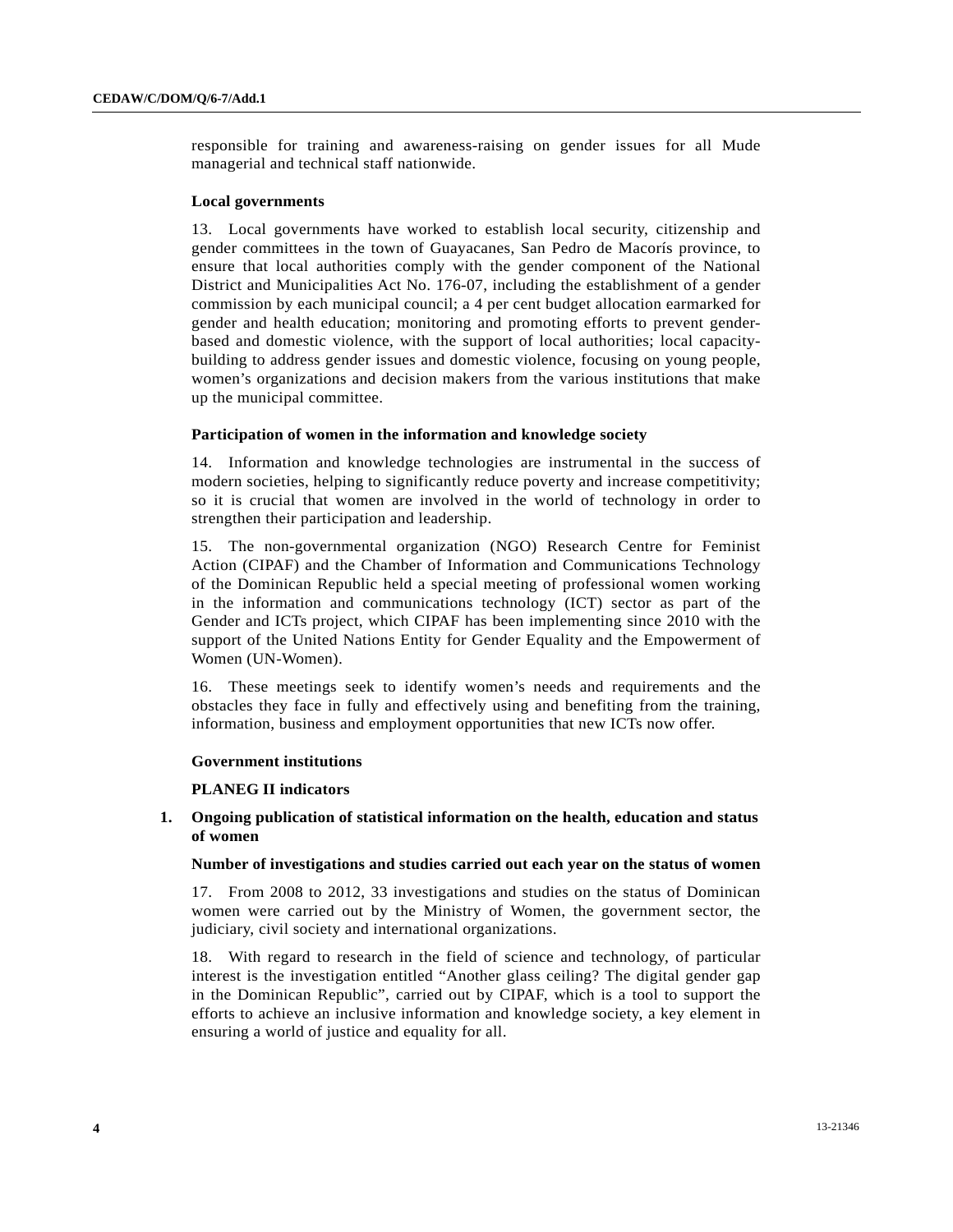responsible for training and awareness-raising on gender issues for all Mude managerial and technical staff nationwide.

**Local governments**

13. Local governments have worked to establish local security, citizenship and gender committees in the town of Guayacanes, San Pedro de Macorís province, to ensure that local authorities comply with the gender component of the National District and Municipalities Act No. 176-07, including the establishment of a gender commission by each municipal council; a 4 per cent budget allocation earmarked for gender and health education; monitoring and promoting efforts to prevent gender-based and domestic violence, with the support of local authorities; local capacity-building to address gender issues and domestic violence, focusing on young people, women's organizations and decision makers from the various institutions that make up the municipal committee.

**Participation of women in the information and knowledge society**

14. Information and knowledge technologies are instrumental in the success of modern societies, helping to significantly reduce poverty and increase competitivity; so it is crucial that women are involved in the world of technology in order to strengthen their participation and leadership.

15. The non-governmental organization (NGO) Research Centre for Feminist Action (CIPAF) and the Chamber of Information and Communications Technology of the Dominican Republic held a special meeting of professional women working in the information and communications technology (ICT) sector as part of the Gender and ICTs project, which CIPAF has been implementing since 2010 with the support of the United Nations Entity for Gender Equality and the Empowerment of Women (UN-Women).

16. These meetings seek to identify women's needs and requirements and the obstacles they face in fully and effectively using and benefiting from the training, information, business and employment opportunities that new ICTs now offer.

**Government institutions**

**PLANEG II indicators**

**1. Ongoing publication of statistical information on the health, education and status of women**

**Number of investigations and studies carried out each year on the status of women**

17. From 2008 to 2012, 33 investigations and studies on the status of Dominican women were carried out by the Ministry of Women, the government sector, the judiciary, civil society and international organizations.

18. With regard to research in the field of science and technology, of particular interest is the investigation entitled "Another glass ceiling? The digital gender gap in the Dominican Republic", carried out by CIPAF, which is a tool to support the efforts to achieve an inclusive information and knowledge society, a key element in ensuring a world of justice and equality for all.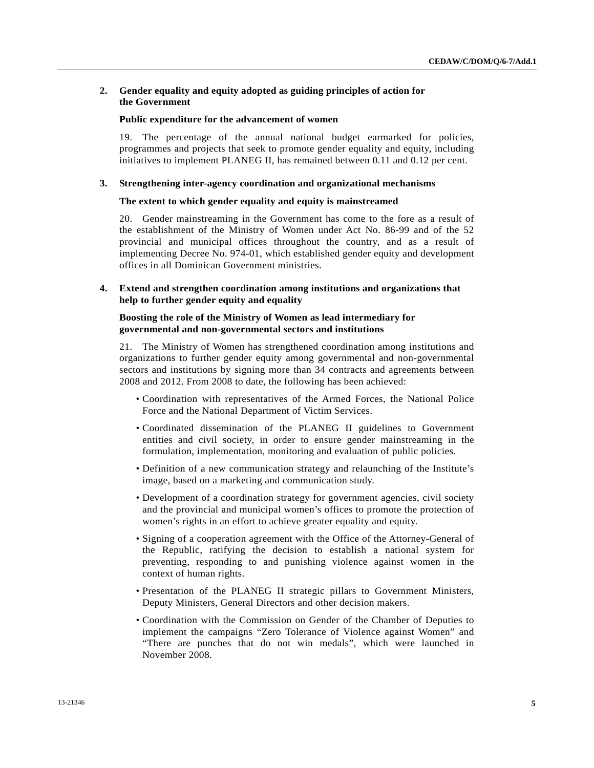## 2. Gender equality and equity adopted as guiding principles of action for the Government

### Public expenditure for the advancement of women

19. The percentage of the annual national budget earmarked for policies, programmes and projects that seek to promote gender equality and equity, including initiatives to implement PLANEG II, has remained between 0.11 and 0.12 per cent.

## 3. Strengthening inter-agency coordination and organizational mechanisms

### The extent to which gender equality and equity is mainstreamed

20. Gender mainstreaming in the Government has come to the fore as a result of the establishment of the Ministry of Women under Act No. 86-99 and of the 52 provincial and municipal offices throughout the country, and as a result of implementing Decree No. 974-01, which established gender equity and development offices in all Dominican Government ministries.

## 4. Extend and strengthen coordination among institutions and organizations that help to further gender equity and equality

### Boosting the role of the Ministry of Women as lead intermediary for governmental and non-governmental sectors and institutions

21. The Ministry of Women has strengthened coordination among institutions and organizations to further gender equity among governmental and non-governmental sectors and institutions by signing more than 34 contracts and agreements between 2008 and 2012. From 2008 to date, the following has been achieved:

- Coordination with representatives of the Armed Forces, the National Police Force and the National Department of Victim Services.
- Coordinated dissemination of the PLANEG II guidelines to Government entities and civil society, in order to ensure gender mainstreaming in the formulation, implementation, monitoring and evaluation of public policies.
- Definition of a new communication strategy and relaunching of the Institute's image, based on a marketing and communication study.
- Development of a coordination strategy for government agencies, civil society and the provincial and municipal women's offices to promote the protection of women's rights in an effort to achieve greater equality and equity.
- Signing of a cooperation agreement with the Office of the Attorney-General of the Republic, ratifying the decision to establish a national system for preventing, responding to and punishing violence against women in the context of human rights.
- Presentation of the PLANEG II strategic pillars to Government Ministers, Deputy Ministers, General Directors and other decision makers.
- Coordination with the Commission on Gender of the Chamber of Deputies to implement the campaigns "Zero Tolerance of Violence against Women" and "There are punches that do not win medals", which were launched in November 2008.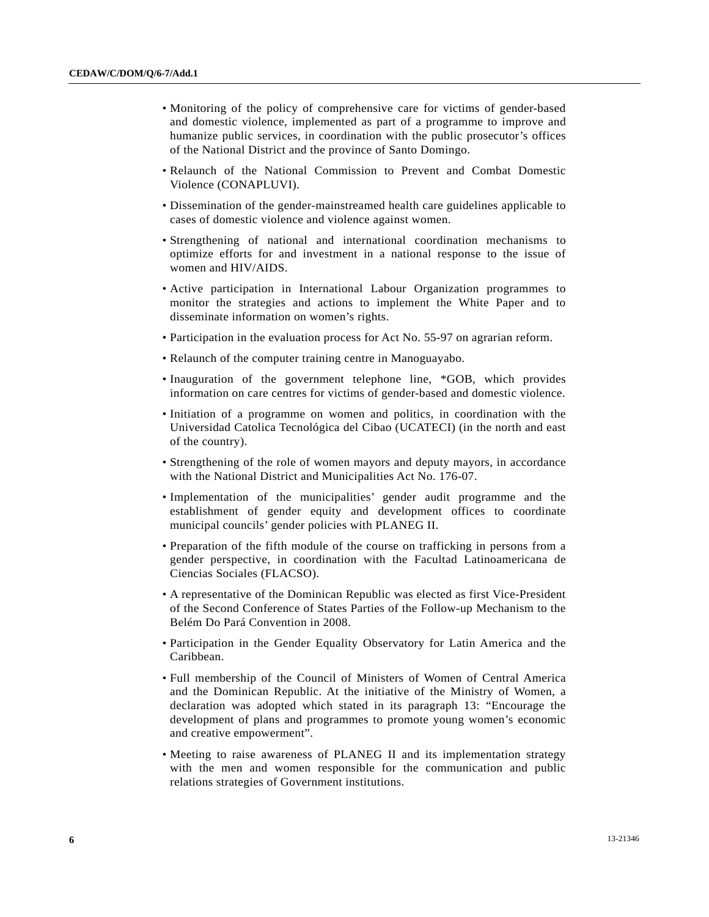- Monitoring of the policy of comprehensive care for victims of gender-based and domestic violence, implemented as part of a programme to improve and humanize public services, in coordination with the public prosecutor's offices of the National District and the province of Santo Domingo.
- Relaunch of the National Commission to Prevent and Combat Domestic Violence (CONAPLUVI).
- Dissemination of the gender-mainstreamed health care guidelines applicable to cases of domestic violence and violence against women.
- Strengthening of national and international coordination mechanisms to optimize efforts for and investment in a national response to the issue of women and HIV/AIDS.
- Active participation in International Labour Organization programmes to monitor the strategies and actions to implement the White Paper and to disseminate information on women's rights.
- Participation in the evaluation process for Act No. 55-97 on agrarian reform.
- Relaunch of the computer training centre in Manoguayabo.
- Inauguration of the government telephone line, *GOB, which provides information on care centres for victims of gender-based and domestic violence.
- Initiation of a programme on women and politics, in coordination with the Universidad Catolica Tecnológica del Cibao (UCATECI) (in the north and east of the country).
- Strengthening of the role of women mayors and deputy mayors, in accordance with the National District and Municipalities Act No. 176-07.
- Implementation of the municipalities' gender audit programme and the establishment of gender equity and development offices to coordinate municipal councils' gender policies with PLANEG II.
- Preparation of the fifth module of the course on trafficking in persons from a gender perspective, in coordination with the Facultad Latinoamericana de Ciencias Sociales (FLACSO).
- A representative of the Dominican Republic was elected as first Vice-President of the Second Conference of States Parties of the Follow-up Mechanism to the Belém Do Pará Convention in 2008.
- Participation in the Gender Equality Observatory for Latin America and the Caribbean.
- Full membership of the Council of Ministers of Women of Central America and the Dominican Republic. At the initiative of the Ministry of Women, a declaration was adopted which stated in its paragraph 13: "Encourage the development of plans and programmes to promote young women's economic and creative empowerment".
- Meeting to raise awareness of PLANEG II and its implementation strategy with the men and women responsible for the communication and public relations strategies of Government institutions.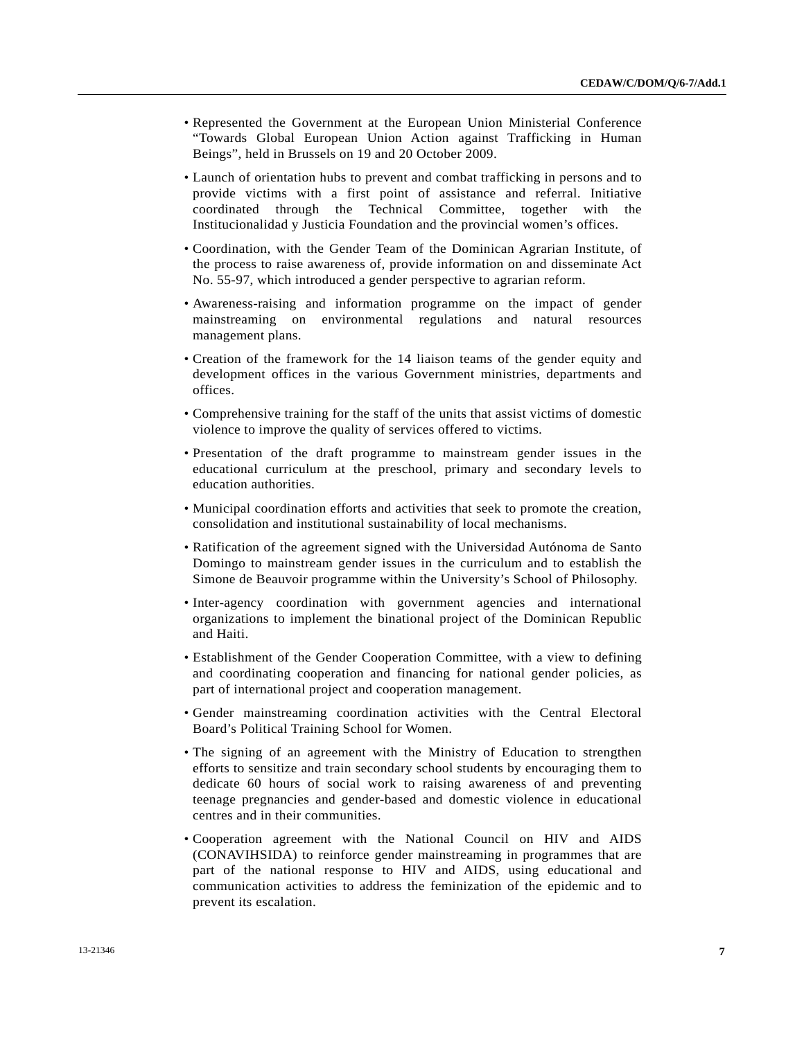- Represented the Government at the European Union Ministerial Conference "Towards Global European Union Action against Trafficking in Human Beings", held in Brussels on 19 and 20 October 2009.
- Launch of orientation hubs to prevent and combat trafficking in persons and to provide victims with a first point of assistance and referral. Initiative coordinated through the Technical Committee, together with the Institucionalidad y Justicia Foundation and the provincial women's offices.
- Coordination, with the Gender Team of the Dominican Agrarian Institute, of the process to raise awareness of, provide information on and disseminate Act No. 55-97, which introduced a gender perspective to agrarian reform.
- Awareness-raising and information programme on the impact of gender mainstreaming on environmental regulations and natural resources management plans.
- Creation of the framework for the 14 liaison teams of the gender equity and development offices in the various Government ministries, departments and offices.
- Comprehensive training for the staff of the units that assist victims of domestic violence to improve the quality of services offered to victims.
- Presentation of the draft programme to mainstream gender issues in the educational curriculum at the preschool, primary and secondary levels to education authorities.
- Municipal coordination efforts and activities that seek to promote the creation, consolidation and institutional sustainability of local mechanisms.
- Ratification of the agreement signed with the Universidad Autónoma de Santo Domingo to mainstream gender issues in the curriculum and to establish the Simone de Beauvoir programme within the University's School of Philosophy.
- Inter-agency coordination with government agencies and international organizations to implement the binational project of the Dominican Republic and Haiti.
- Establishment of the Gender Cooperation Committee, with a view to defining and coordinating cooperation and financing for national gender policies, as part of international project and cooperation management.
- Gender mainstreaming coordination activities with the Central Electoral Board's Political Training School for Women.
- The signing of an agreement with the Ministry of Education to strengthen efforts to sensitize and train secondary school students by encouraging them to dedicate 60 hours of social work to raising awareness of and preventing teenage pregnancies and gender-based and domestic violence in educational centres and in their communities.
- Cooperation agreement with the National Council on HIV and AIDS (CONAVIHSIDA) to reinforce gender mainstreaming in programmes that are part of the national response to HIV and AIDS, using educational and communication activities to address the feminization of the epidemic and to prevent its escalation.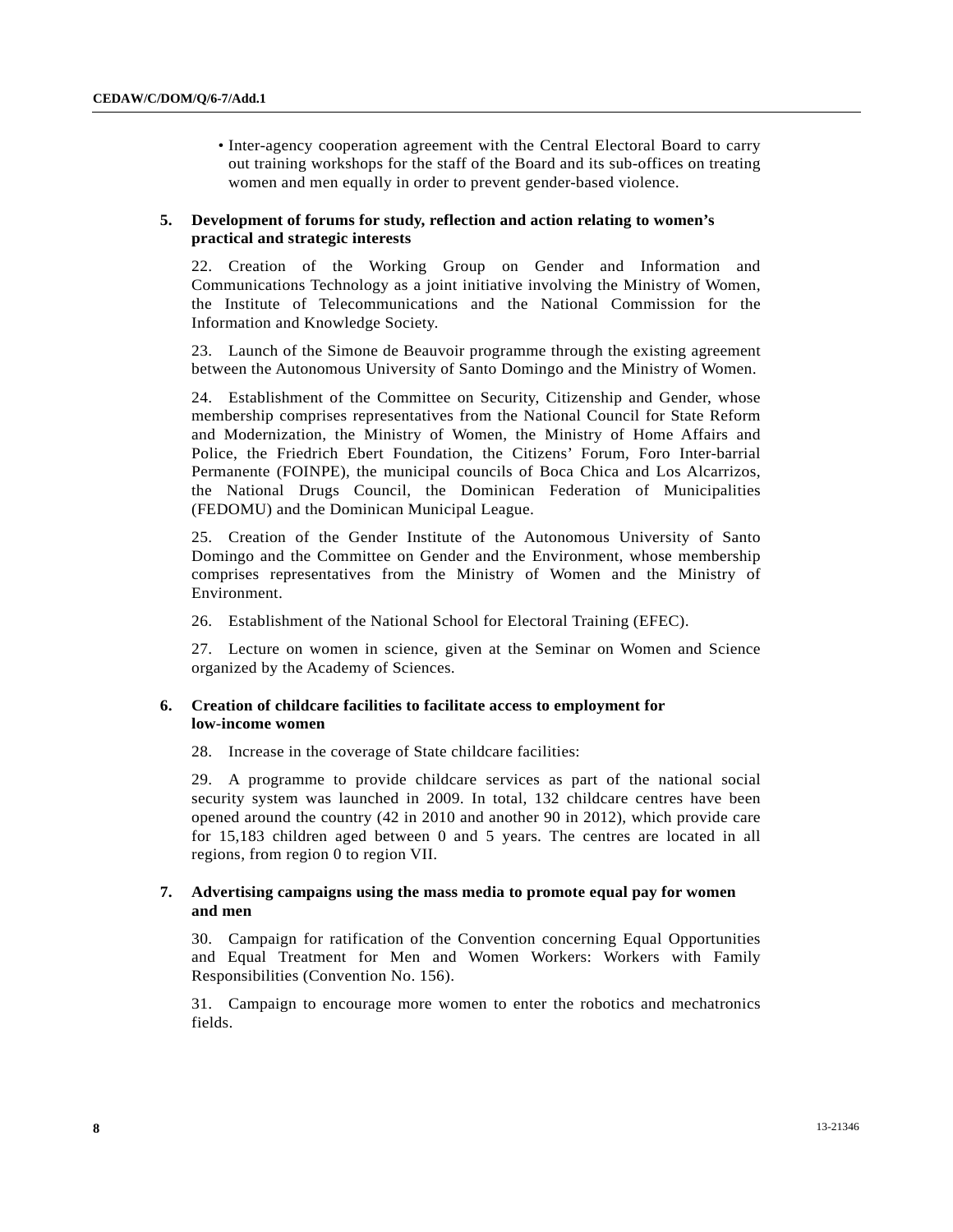- Inter-agency cooperation agreement with the Central Electoral Board to carry out training workshops for the staff of the Board and its sub-offices on treating women and men equally in order to prevent gender-based violence.

### 5. Development of forums for study, reflection and action relating to women's practical and strategic interests

22. Creation of the Working Group on Gender and Information and Communications Technology as a joint initiative involving the Ministry of Women, the Institute of Telecommunications and the National Commission for the Information and Knowledge Society.

23. Launch of the Simone de Beauvoir programme through the existing agreement between the Autonomous University of Santo Domingo and the Ministry of Women.

24. Establishment of the Committee on Security, Citizenship and Gender, whose membership comprises representatives from the National Council for State Reform and Modernization, the Ministry of Women, the Ministry of Home Affairs and Police, the Friedrich Ebert Foundation, the Citizens' Forum, Foro Inter-barrial Permanente (FOINPE), the municipal councils of Boca Chica and Los Alcarrizos, the National Drugs Council, the Dominican Federation of Municipalities (FEDOMU) and the Dominican Municipal League.

25. Creation of the Gender Institute of the Autonomous University of Santo Domingo and the Committee on Gender and the Environment, whose membership comprises representatives from the Ministry of Women and the Ministry of Environment.

26. Establishment of the National School for Electoral Training (EFEC).

27. Lecture on women in science, given at the Seminar on Women and Science organized by the Academy of Sciences.

### 6. Creation of childcare facilities to facilitate access to employment for low-income women

28. Increase in the coverage of State childcare facilities:

29. A programme to provide childcare services as part of the national social security system was launched in 2009. In total, 132 childcare centres have been opened around the country (42 in 2010 and another 90 in 2012), which provide care for 15,183 children aged between 0 and 5 years. The centres are located in all regions, from region 0 to region VII.

### 7. Advertising campaigns using the mass media to promote equal pay for women and men

30. Campaign for ratification of the Convention concerning Equal Opportunities and Equal Treatment for Men and Women Workers: Workers with Family Responsibilities (Convention No. 156).

31. Campaign to encourage more women to enter the robotics and mechatronics fields.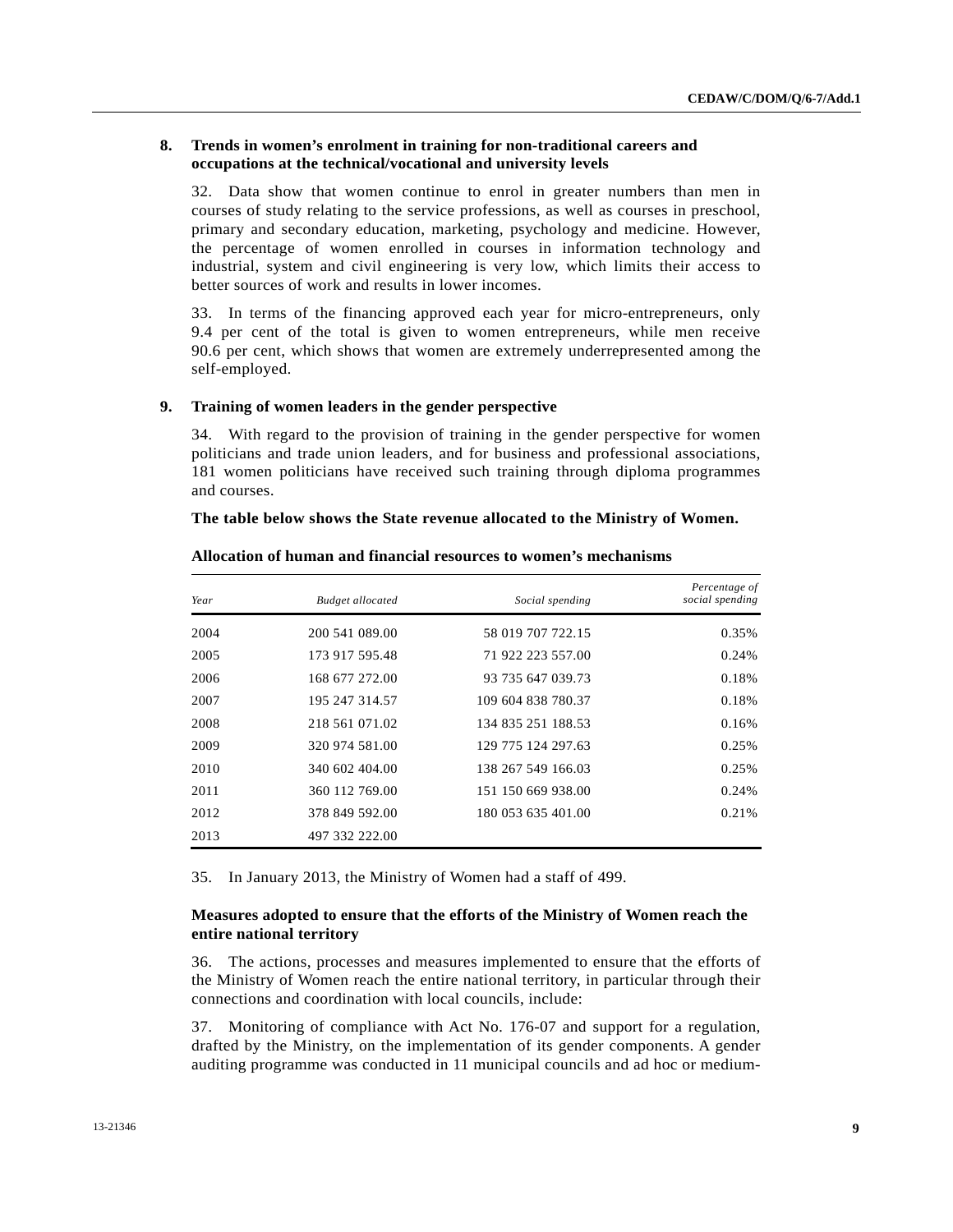## 8. Trends in women's enrolment in training for non-traditional careers and occupations at the technical/vocational and university levels

32. Data show that women continue to enrol in greater numbers than men in courses of study relating to the service professions, as well as courses in preschool, primary and secondary education, marketing, psychology and medicine. However, the percentage of women enrolled in courses in information technology and industrial, system and civil engineering is very low, which limits their access to better sources of work and results in lower incomes.

33. In terms of the financing approved each year for micro-entrepreneurs, only 9.4 per cent of the total is given to women entrepreneurs, while men receive 90.6 per cent, which shows that women are extremely underrepresented among the self-employed.

## 9. Training of women leaders in the gender perspective

34. With regard to the provision of training in the gender perspective for women politicians and trade union leaders, and for business and professional associations, 181 women politicians have received such training through diploma programmes and courses.

**The table below shows the State revenue allocated to the Ministry of Women.**

**Allocation of human and financial resources to women's mechanisms**

| *Year* | *Budget allocated* | *Social spending* | *Percentage of social spending* |
|---|---|---|---|
| 2004 | 200 541 089.00 | 58 019 707 722.15 | 0.35% |
| 2005 | 173 917 595.48 | 71 922 223 557.00 | 0.24% |
| 2006 | 168 677 272.00 | 93 735 647 039.73 | 0.18% |
| 2007 | 195 247 314.57 | 109 604 838 780.37 | 0.18% |
| 2008 | 218 561 071.02 | 134 835 251 188.53 | 0.16% |
| 2009 | 320 974 581.00 | 129 775 124 297.63 | 0.25% |
| 2010 | 340 602 404.00 | 138 267 549 166.03 | 0.25% |
| 2011 | 360 112 769.00 | 151 150 669 938.00 | 0.24% |
| 2012 | 378 849 592.00 | 180 053 635 401.00 | 0.21% |
| 2013 | 497 332 222.00 | | |

35. In January 2013, the Ministry of Women had a staff of 499.

### Measures adopted to ensure that the efforts of the Ministry of Women reach the entire national territory

36. The actions, processes and measures implemented to ensure that the efforts of the Ministry of Women reach the entire national territory, in particular through their connections and coordination with local councils, include:

37. Monitoring of compliance with Act No. 176-07 and support for a regulation, drafted by the Ministry, on the implementation of its gender components. A gender auditing programme was conducted in 11 municipal councils and ad hoc or medium-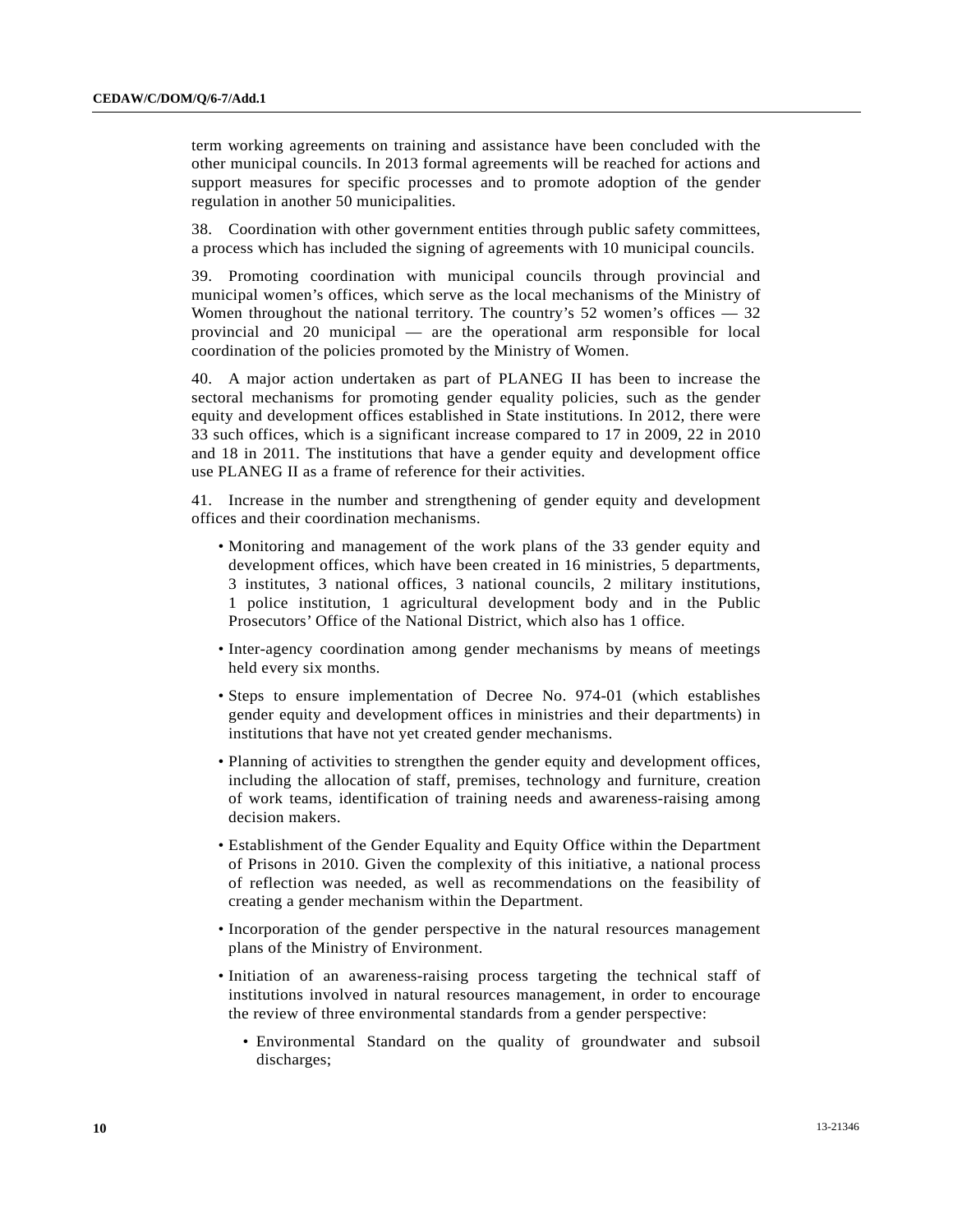term working agreements on training and assistance have been concluded with the other municipal councils. In 2013 formal agreements will be reached for actions and support measures for specific processes and to promote adoption of the gender regulation in another 50 municipalities.

38. Coordination with other government entities through public safety committees, a process which has included the signing of agreements with 10 municipal councils.

39. Promoting coordination with municipal councils through provincial and municipal women's offices, which serve as the local mechanisms of the Ministry of Women throughout the national territory. The country's 52 women's offices — 32 provincial and 20 municipal — are the operational arm responsible for local coordination of the policies promoted by the Ministry of Women.

40. A major action undertaken as part of PLANEG II has been to increase the sectoral mechanisms for promoting gender equality policies, such as the gender equity and development offices established in State institutions. In 2012, there were 33 such offices, which is a significant increase compared to 17 in 2009, 22 in 2010 and 18 in 2011. The institutions that have a gender equity and development office use PLANEG II as a frame of reference for their activities.

41. Increase in the number and strengthening of gender equity and development offices and their coordination mechanisms.

- Monitoring and management of the work plans of the 33 gender equity and development offices, which have been created in 16 ministries, 5 departments, 3 institutes, 3 national offices, 3 national councils, 2 military institutions, 1 police institution, 1 agricultural development body and in the Public Prosecutors' Office of the National District, which also has 1 office.
- Inter-agency coordination among gender mechanisms by means of meetings held every six months.
- Steps to ensure implementation of Decree No. 974-01 (which establishes gender equity and development offices in ministries and their departments) in institutions that have not yet created gender mechanisms.
- Planning of activities to strengthen the gender equity and development offices, including the allocation of staff, premises, technology and furniture, creation of work teams, identification of training needs and awareness-raising among decision makers.
- Establishment of the Gender Equality and Equity Office within the Department of Prisons in 2010. Given the complexity of this initiative, a national process of reflection was needed, as well as recommendations on the feasibility of creating a gender mechanism within the Department.
- Incorporation of the gender perspective in the natural resources management plans of the Ministry of Environment.
- Initiation of an awareness-raising process targeting the technical staff of institutions involved in natural resources management, in order to encourage the review of three environmental standards from a gender perspective:
    - Environmental Standard on the quality of groundwater and subsoil discharges;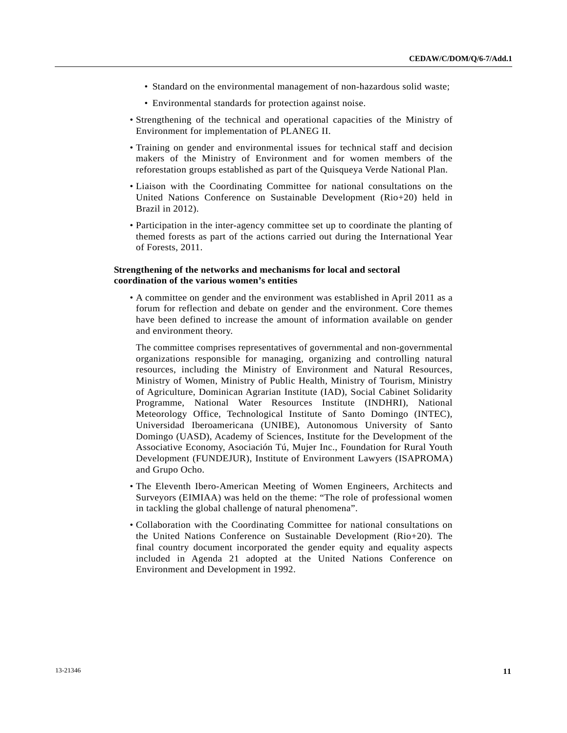- Standard on the environmental management of non-hazardous solid waste;
  - Environmental standards for protection against noise.
- Strengthening of the technical and operational capacities of the Ministry of Environment for implementation of PLANEG II.
- Training on gender and environmental issues for technical staff and decision makers of the Ministry of Environment and for women members of the reforestation groups established as part of the Quisqueya Verde National Plan.
- Liaison with the Coordinating Committee for national consultations on the United Nations Conference on Sustainable Development (Rio+20) held in Brazil in 2012).
- Participation in the inter-agency committee set up to coordinate the planting of themed forests as part of the actions carried out during the International Year of Forests, 2011.

**Strengthening of the networks and mechanisms for local and sectoral coordination of the various women's entities**

- A committee on gender and the environment was established in April 2011 as a forum for reflection and debate on gender and the environment. Core themes have been defined to increase the amount of information available on gender and environment theory.

  The committee comprises representatives of governmental and non-governmental organizations responsible for managing, organizing and controlling natural resources, including the Ministry of Environment and Natural Resources, Ministry of Women, Ministry of Public Health, Ministry of Tourism, Ministry of Agriculture, Dominican Agrarian Institute (IAD), Social Cabinet Solidarity Programme, National Water Resources Institute (INDHRI), National Meteorology Office, Technological Institute of Santo Domingo (INTEC), Universidad Iberoamericana (UNIBE), Autonomous University of Santo Domingo (UASD), Academy of Sciences, Institute for the Development of the Associative Economy, Asociación Tú, Mujer Inc., Foundation for Rural Youth Development (FUNDEJUR), Institute of Environment Lawyers (ISAPROMA) and Grupo Ocho.
- The Eleventh Ibero-American Meeting of Women Engineers, Architects and Surveyors (EIMIAA) was held on the theme: "The role of professional women in tackling the global challenge of natural phenomena".
- Collaboration with the Coordinating Committee for national consultations on the United Nations Conference on Sustainable Development (Rio+20). The final country document incorporated the gender equity and equality aspects included in Agenda 21 adopted at the United Nations Conference on Environment and Development in 1992.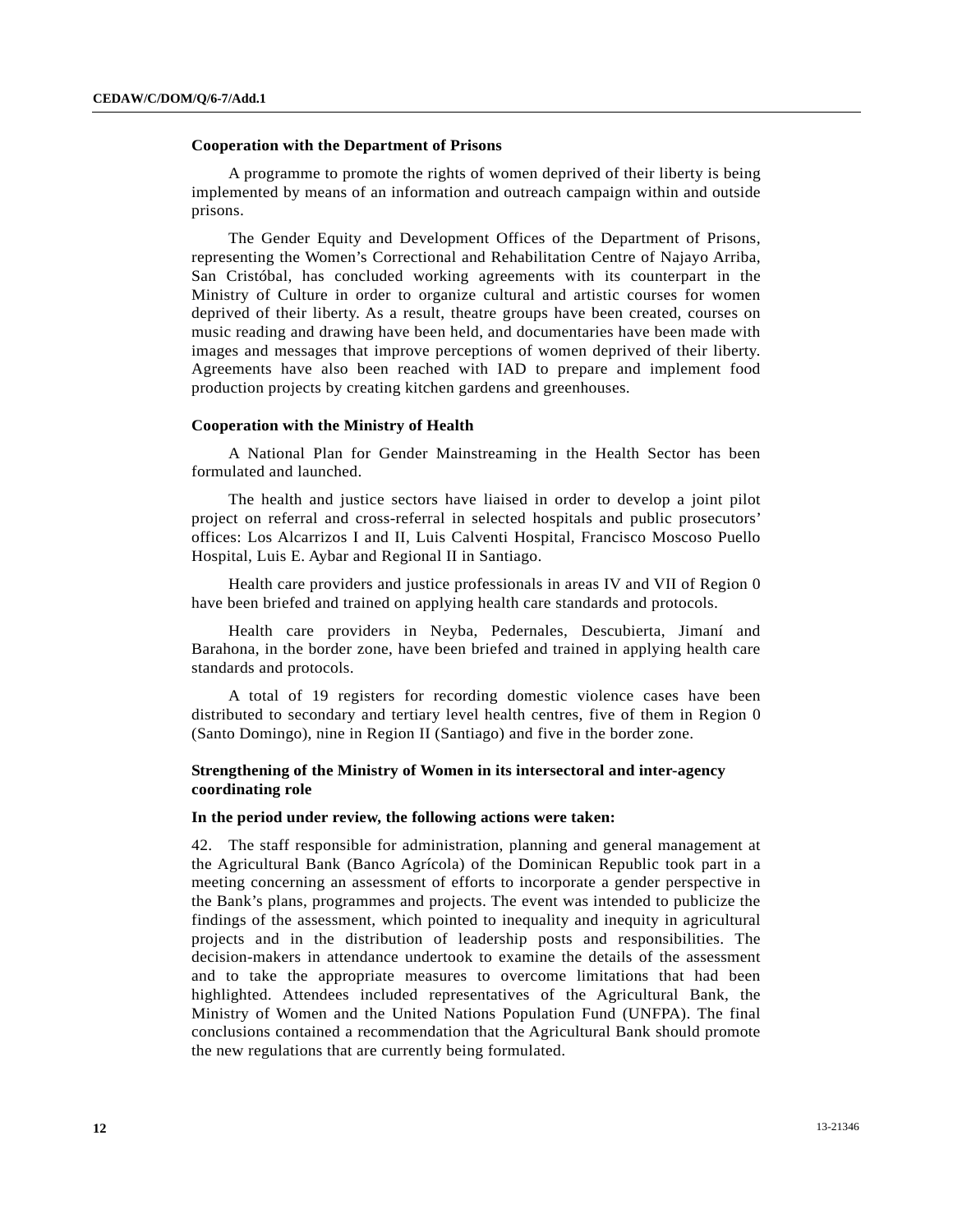**Cooperation with the Department of Prisons**

A programme to promote the rights of women deprived of their liberty is being implemented by means of an information and outreach campaign within and outside prisons.

The Gender Equity and Development Offices of the Department of Prisons, representing the Women's Correctional and Rehabilitation Centre of Najayo Arriba, San Cristóbal, has concluded working agreements with its counterpart in the Ministry of Culture in order to organize cultural and artistic courses for women deprived of their liberty. As a result, theatre groups have been created, courses on music reading and drawing have been held, and documentaries have been made with images and messages that improve perceptions of women deprived of their liberty. Agreements have also been reached with IAD to prepare and implement food production projects by creating kitchen gardens and greenhouses.

**Cooperation with the Ministry of Health**

A National Plan for Gender Mainstreaming in the Health Sector has been formulated and launched.

The health and justice sectors have liaised in order to develop a joint pilot project on referral and cross-referral in selected hospitals and public prosecutors' offices: Los Alcarrizos I and II, Luis Calventi Hospital, Francisco Moscoso Puello Hospital, Luis E. Aybar and Regional II in Santiago.

Health care providers and justice professionals in areas IV and VII of Region 0 have been briefed and trained on applying health care standards and protocols.

Health care providers in Neyba, Pedernales, Descubierta, Jimaní and Barahona, in the border zone, have been briefed and trained in applying health care standards and protocols.

A total of 19 registers for recording domestic violence cases have been distributed to secondary and tertiary level health centres, five of them in Region 0 (Santo Domingo), nine in Region II (Santiago) and five in the border zone.

**Strengthening of the Ministry of Women in its intersectoral and inter-agency coordinating role**

**In the period under review, the following actions were taken:**

42. The staff responsible for administration, planning and general management at the Agricultural Bank (Banco Agrícola) of the Dominican Republic took part in a meeting concerning an assessment of efforts to incorporate a gender perspective in the Bank's plans, programmes and projects. The event was intended to publicize the findings of the assessment, which pointed to inequality and inequity in agricultural projects and in the distribution of leadership posts and responsibilities. The decision-makers in attendance undertook to examine the details of the assessment and to take the appropriate measures to overcome limitations that had been highlighted. Attendees included representatives of the Agricultural Bank, the Ministry of Women and the United Nations Population Fund (UNFPA). The final conclusions contained a recommendation that the Agricultural Bank should promote the new regulations that are currently being formulated.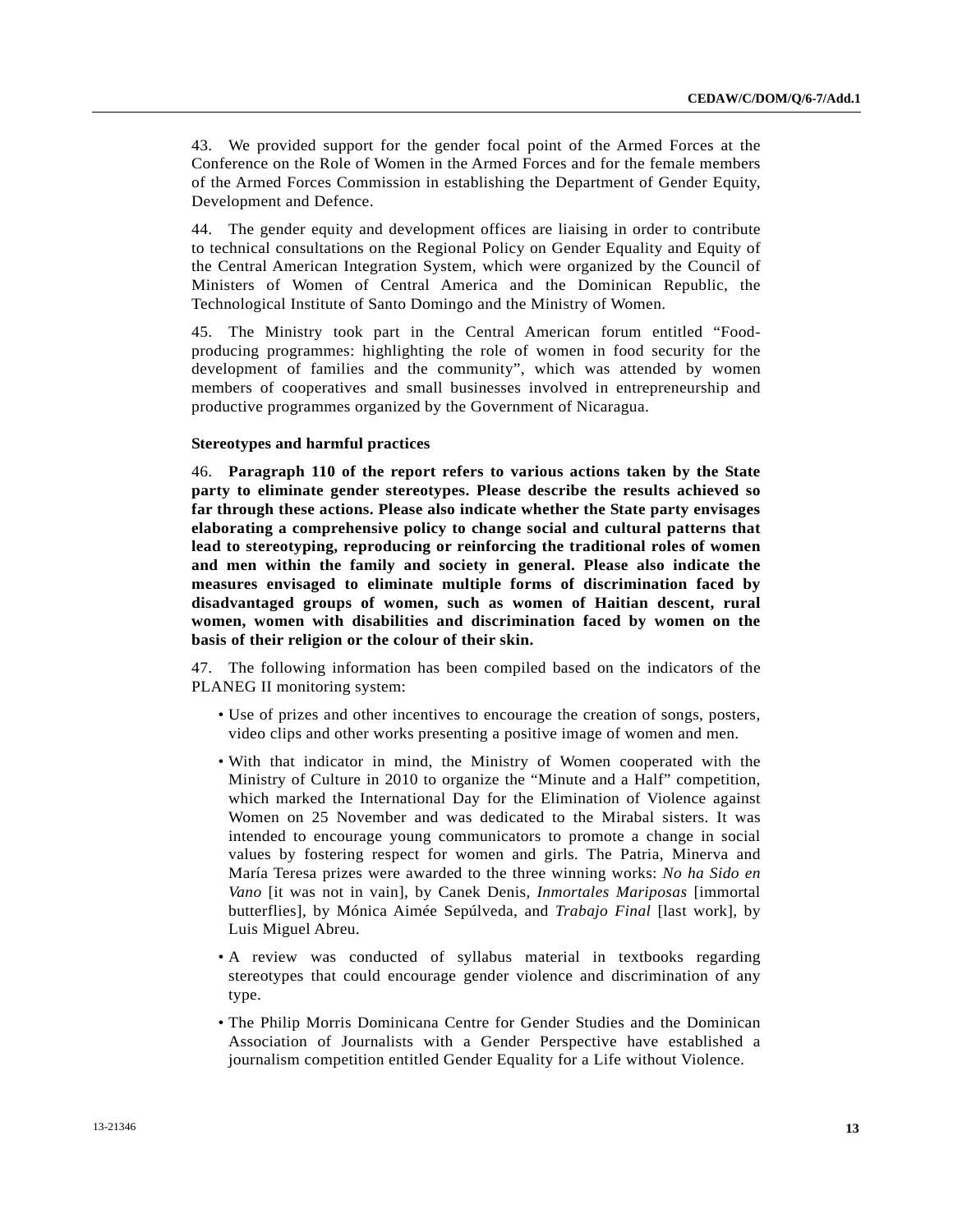43. We provided support for the gender focal point of the Armed Forces at the Conference on the Role of Women in the Armed Forces and for the female members of the Armed Forces Commission in establishing the Department of Gender Equity, Development and Defence.

44. The gender equity and development offices are liaising in order to contribute to technical consultations on the Regional Policy on Gender Equality and Equity of the Central American Integration System, which were organized by the Council of Ministers of Women of Central America and the Dominican Republic, the Technological Institute of Santo Domingo and the Ministry of Women.

45. The Ministry took part in the Central American forum entitled "Food-producing programmes: highlighting the role of women in food security for the development of families and the community", which was attended by women members of cooperatives and small businesses involved in entrepreneurship and productive programmes organized by the Government of Nicaragua.

### Stereotypes and harmful practices

46. **Paragraph 110 of the report refers to various actions taken by the State party to eliminate gender stereotypes. Please describe the results achieved so far through these actions. Please also indicate whether the State party envisages elaborating a comprehensive policy to change social and cultural patterns that lead to stereotyping, reproducing or reinforcing the traditional roles of women and men within the family and society in general. Please also indicate the measures envisaged to eliminate multiple forms of discrimination faced by disadvantaged groups of women, such as women of Haitian descent, rural women, women with disabilities and discrimination faced by women on the basis of their religion or the colour of their skin.**

47. The following information has been compiled based on the indicators of the PLANEG II monitoring system:

- Use of prizes and other incentives to encourage the creation of songs, posters, video clips and other works presenting a positive image of women and men.
- With that indicator in mind, the Ministry of Women cooperated with the Ministry of Culture in 2010 to organize the "Minute and a Half" competition, which marked the International Day for the Elimination of Violence against Women on 25 November and was dedicated to the Mirabal sisters. It was intended to encourage young communicators to promote a change in social values by fostering respect for women and girls. The Patria, Minerva and María Teresa prizes were awarded to the three winning works: *No ha Sido en Vano* [it was not in vain], by Canek Denis, *Inmortales Mariposas* [immortal butterflies], by Mónica Aimée Sepúlveda, and *Trabajo Final* [last work], by Luis Miguel Abreu.
- A review was conducted of syllabus material in textbooks regarding stereotypes that could encourage gender violence and discrimination of any type.
- The Philip Morris Dominicana Centre for Gender Studies and the Dominican Association of Journalists with a Gender Perspective have established a journalism competition entitled Gender Equality for a Life without Violence.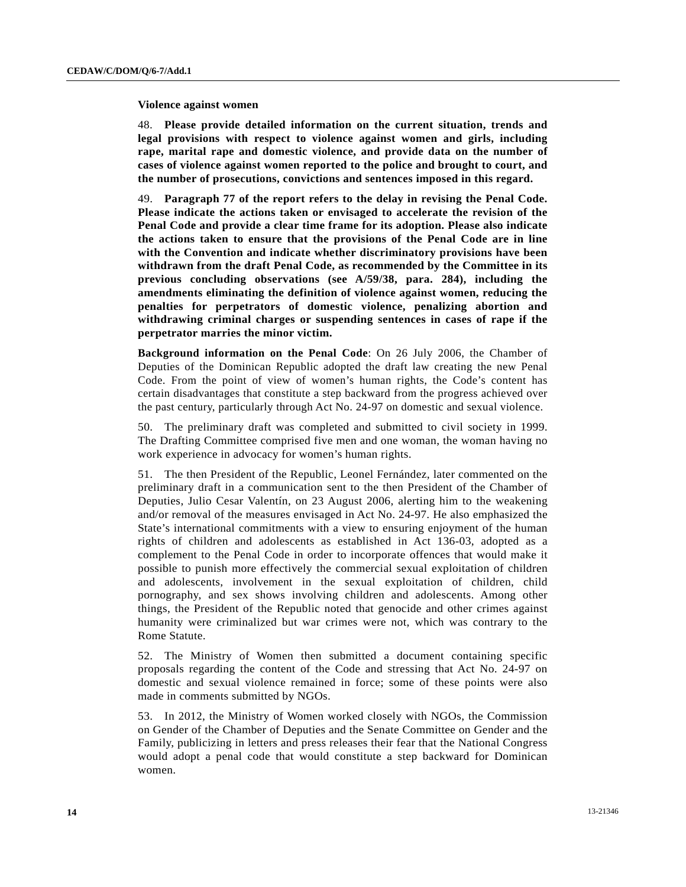**Violence against women**

48. **Please provide detailed information on the current situation, trends and legal provisions with respect to violence against women and girls, including rape, marital rape and domestic violence, and provide data on the number of cases of violence against women reported to the police and brought to court, and the number of prosecutions, convictions and sentences imposed in this regard.**

49. **Paragraph 77 of the report refers to the delay in revising the Penal Code. Please indicate the actions taken or envisaged to accelerate the revision of the Penal Code and provide a clear time frame for its adoption. Please also indicate the actions taken to ensure that the provisions of the Penal Code are in line with the Convention and indicate whether discriminatory provisions have been withdrawn from the draft Penal Code, as recommended by the Committee in its previous concluding observations (see A/59/38, para. 284), including the amendments eliminating the definition of violence against women, reducing the penalties for perpetrators of domestic violence, penalizing abortion and withdrawing criminal charges or suspending sentences in cases of rape if the perpetrator marries the minor victim.**

**Background information on the Penal Code**: On 26 July 2006, the Chamber of Deputies of the Dominican Republic adopted the draft law creating the new Penal Code. From the point of view of women's human rights, the Code's content has certain disadvantages that constitute a step backward from the progress achieved over the past century, particularly through Act No. 24-97 on domestic and sexual violence.

50. The preliminary draft was completed and submitted to civil society in 1999. The Drafting Committee comprised five men and one woman, the woman having no work experience in advocacy for women's human rights.

51. The then President of the Republic, Leonel Fernández, later commented on the preliminary draft in a communication sent to the then President of the Chamber of Deputies, Julio Cesar Valentín, on 23 August 2006, alerting him to the weakening and/or removal of the measures envisaged in Act No. 24-97. He also emphasized the State's international commitments with a view to ensuring enjoyment of the human rights of children and adolescents as established in Act 136-03, adopted as a complement to the Penal Code in order to incorporate offences that would make it possible to punish more effectively the commercial sexual exploitation of children and adolescents, involvement in the sexual exploitation of children, child pornography, and sex shows involving children and adolescents. Among other things, the President of the Republic noted that genocide and other crimes against humanity were criminalized but war crimes were not, which was contrary to the Rome Statute.

52. The Ministry of Women then submitted a document containing specific proposals regarding the content of the Code and stressing that Act No. 24-97 on domestic and sexual violence remained in force; some of these points were also made in comments submitted by NGOs.

53. In 2012, the Ministry of Women worked closely with NGOs, the Commission on Gender of the Chamber of Deputies and the Senate Committee on Gender and the Family, publicizing in letters and press releases their fear that the National Congress would adopt a penal code that would constitute a step backward for Dominican women.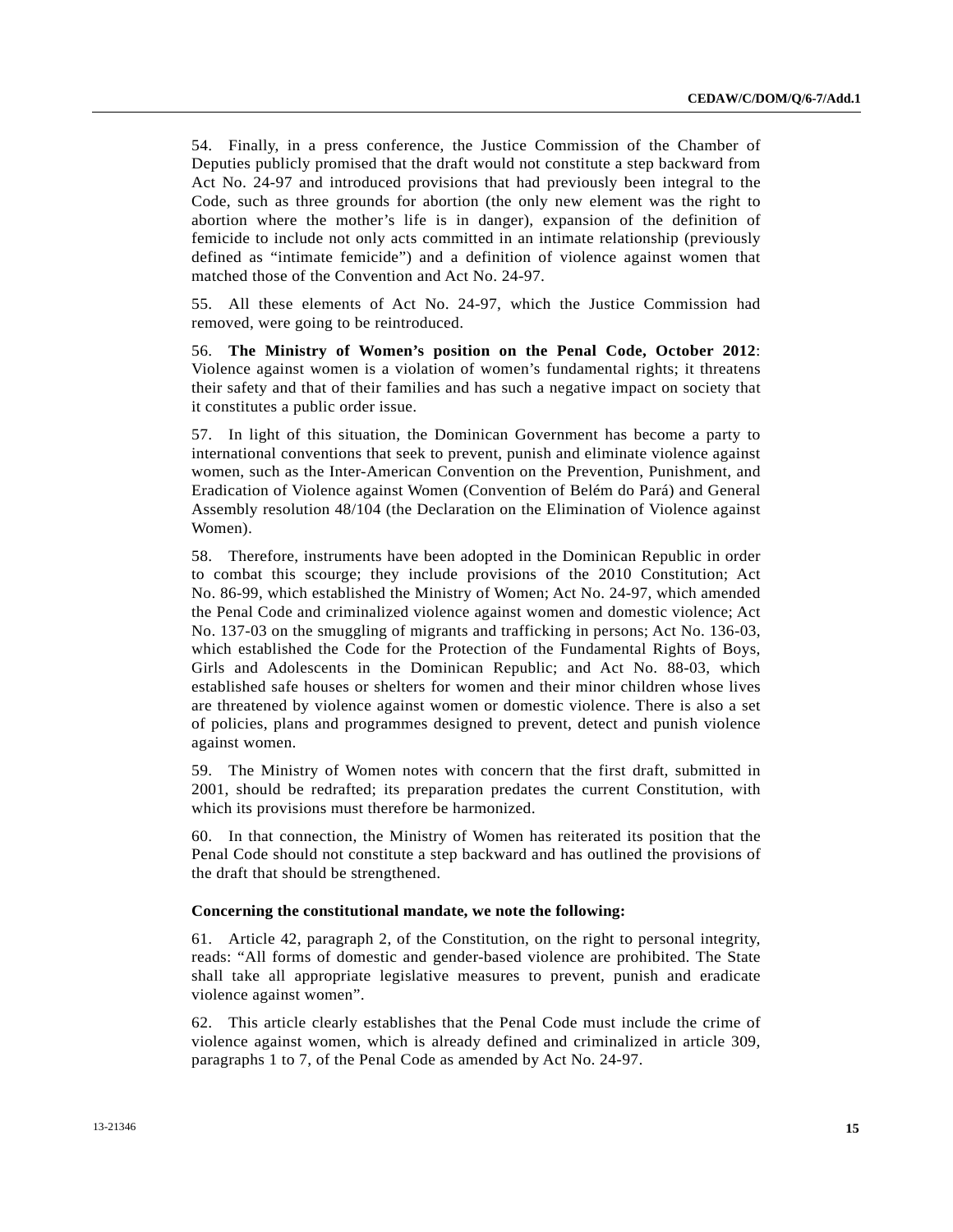54. Finally, in a press conference, the Justice Commission of the Chamber of Deputies publicly promised that the draft would not constitute a step backward from Act No. 24-97 and introduced provisions that had previously been integral to the Code, such as three grounds for abortion (the only new element was the right to abortion where the mother's life is in danger), expansion of the definition of femicide to include not only acts committed in an intimate relationship (previously defined as "intimate femicide") and a definition of violence against women that matched those of the Convention and Act No. 24-97.

55. All these elements of Act No. 24-97, which the Justice Commission had removed, were going to be reintroduced.

56. **The Ministry of Women's position on the Penal Code, October 2012**: Violence against women is a violation of women's fundamental rights; it threatens their safety and that of their families and has such a negative impact on society that it constitutes a public order issue.

57. In light of this situation, the Dominican Government has become a party to international conventions that seek to prevent, punish and eliminate violence against women, such as the Inter-American Convention on the Prevention, Punishment, and Eradication of Violence against Women (Convention of Belém do Pará) and General Assembly resolution 48/104 (the Declaration on the Elimination of Violence against Women).

58. Therefore, instruments have been adopted in the Dominican Republic in order to combat this scourge; they include provisions of the 2010 Constitution; Act No. 86-99, which established the Ministry of Women; Act No. 24-97, which amended the Penal Code and criminalized violence against women and domestic violence; Act No. 137-03 on the smuggling of migrants and trafficking in persons; Act No. 136-03, which established the Code for the Protection of the Fundamental Rights of Boys, Girls and Adolescents in the Dominican Republic; and Act No. 88-03, which established safe houses or shelters for women and their minor children whose lives are threatened by violence against women or domestic violence. There is also a set of policies, plans and programmes designed to prevent, detect and punish violence against women.

59. The Ministry of Women notes with concern that the first draft, submitted in 2001, should be redrafted; its preparation predates the current Constitution, with which its provisions must therefore be harmonized.

60. In that connection, the Ministry of Women has reiterated its position that the Penal Code should not constitute a step backward and has outlined the provisions of the draft that should be strengthened.

**Concerning the constitutional mandate, we note the following:**

61. Article 42, paragraph 2, of the Constitution, on the right to personal integrity, reads: "All forms of domestic and gender-based violence are prohibited. The State shall take all appropriate legislative measures to prevent, punish and eradicate violence against women".

62. This article clearly establishes that the Penal Code must include the crime of violence against women, which is already defined and criminalized in article 309, paragraphs 1 to 7, of the Penal Code as amended by Act No. 24-97.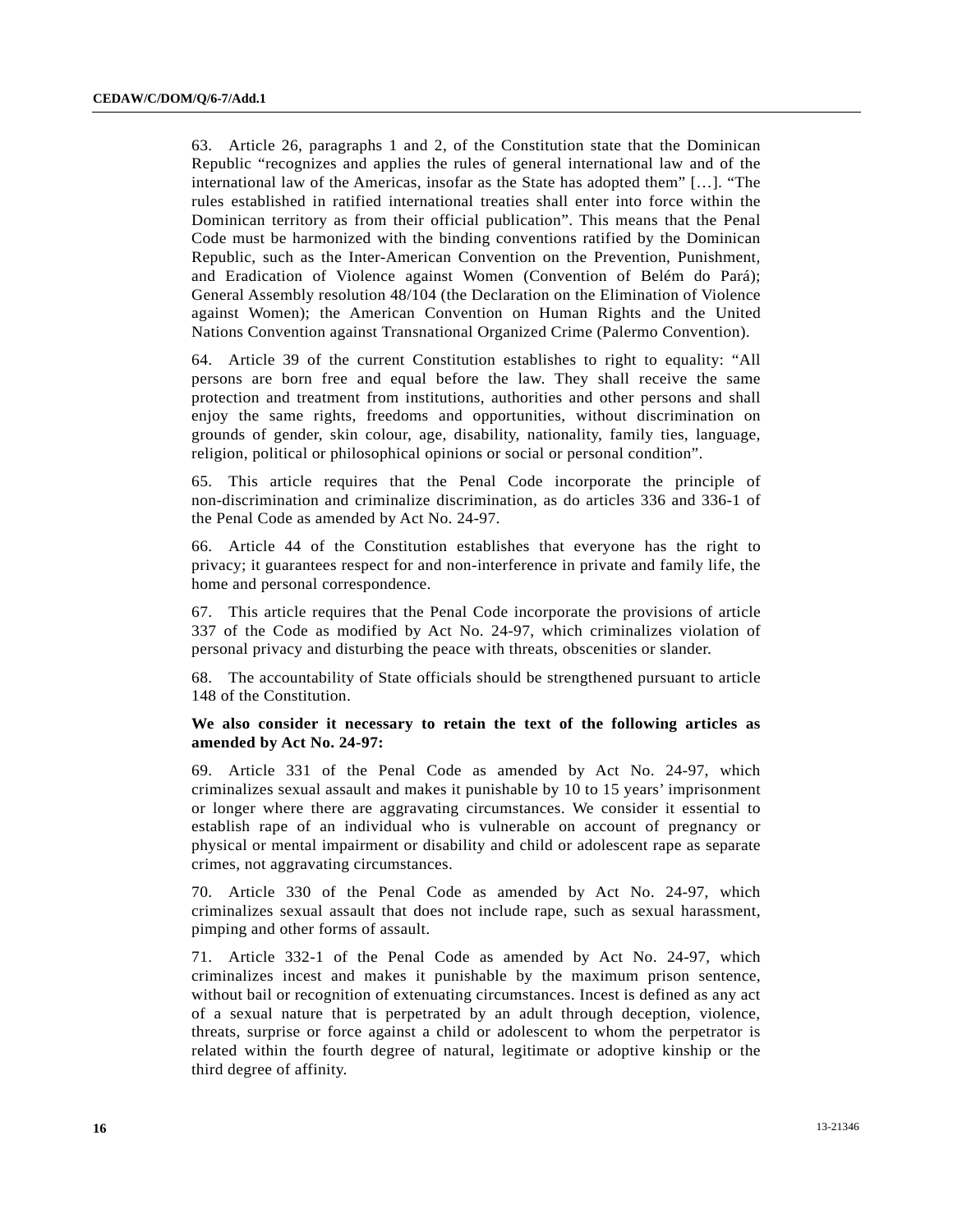63. Article 26, paragraphs 1 and 2, of the Constitution state that the Dominican Republic "recognizes and applies the rules of general international law and of the international law of the Americas, insofar as the State has adopted them" […]. "The rules established in ratified international treaties shall enter into force within the Dominican territory as from their official publication". This means that the Penal Code must be harmonized with the binding conventions ratified by the Dominican Republic, such as the Inter-American Convention on the Prevention, Punishment, and Eradication of Violence against Women (Convention of Belém do Pará); General Assembly resolution 48/104 (the Declaration on the Elimination of Violence against Women); the American Convention on Human Rights and the United Nations Convention against Transnational Organized Crime (Palermo Convention).

64. Article 39 of the current Constitution establishes to right to equality: "All persons are born free and equal before the law. They shall receive the same protection and treatment from institutions, authorities and other persons and shall enjoy the same rights, freedoms and opportunities, without discrimination on grounds of gender, skin colour, age, disability, nationality, family ties, language, religion, political or philosophical opinions or social or personal condition".

65. This article requires that the Penal Code incorporate the principle of non-discrimination and criminalize discrimination, as do articles 336 and 336-1 of the Penal Code as amended by Act No. 24-97.

66. Article 44 of the Constitution establishes that everyone has the right to privacy; it guarantees respect for and non-interference in private and family life, the home and personal correspondence.

67. This article requires that the Penal Code incorporate the provisions of article 337 of the Code as modified by Act No. 24-97, which criminalizes violation of personal privacy and disturbing the peace with threats, obscenities or slander.

68. The accountability of State officials should be strengthened pursuant to article 148 of the Constitution.

**We also consider it necessary to retain the text of the following articles as amended by Act No. 24-97:**

69. Article 331 of the Penal Code as amended by Act No. 24-97, which criminalizes sexual assault and makes it punishable by 10 to 15 years' imprisonment or longer where there are aggravating circumstances. We consider it essential to establish rape of an individual who is vulnerable on account of pregnancy or physical or mental impairment or disability and child or adolescent rape as separate crimes, not aggravating circumstances.

70. Article 330 of the Penal Code as amended by Act No. 24-97, which criminalizes sexual assault that does not include rape, such as sexual harassment, pimping and other forms of assault.

71. Article 332-1 of the Penal Code as amended by Act No. 24-97, which criminalizes incest and makes it punishable by the maximum prison sentence, without bail or recognition of extenuating circumstances. Incest is defined as any act of a sexual nature that is perpetrated by an adult through deception, violence, threats, surprise or force against a child or adolescent to whom the perpetrator is related within the fourth degree of natural, legitimate or adoptive kinship or the third degree of affinity.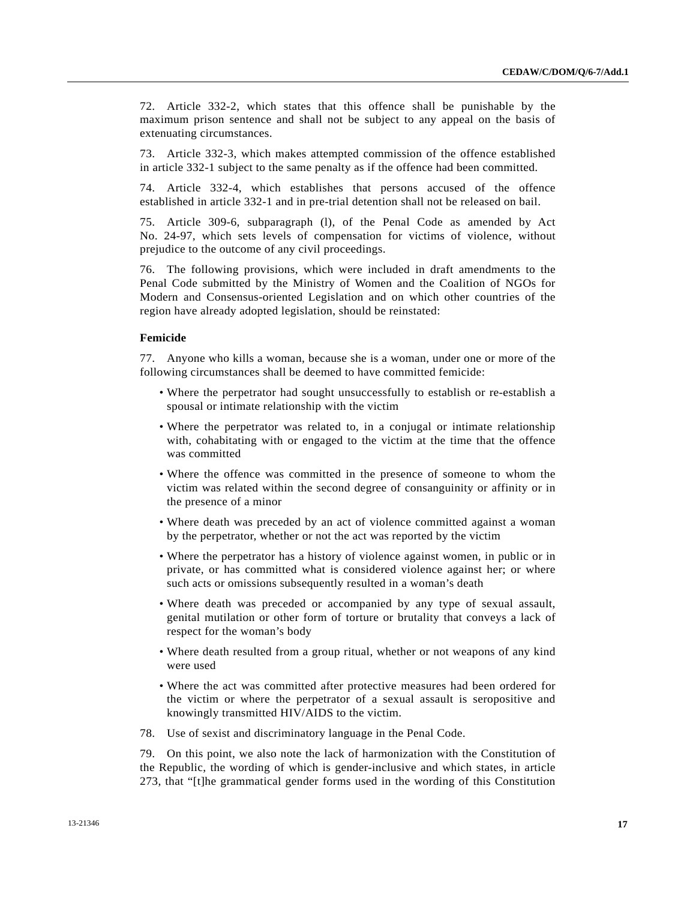72. Article 332-2, which states that this offence shall be punishable by the maximum prison sentence and shall not be subject to any appeal on the basis of extenuating circumstances.

73. Article 332-3, which makes attempted commission of the offence established in article 332-1 subject to the same penalty as if the offence had been committed.

74. Article 332-4, which establishes that persons accused of the offence established in article 332-1 and in pre-trial detention shall not be released on bail.

75. Article 309-6, subparagraph (l), of the Penal Code as amended by Act No. 24-97, which sets levels of compensation for victims of violence, without prejudice to the outcome of any civil proceedings.

76. The following provisions, which were included in draft amendments to the Penal Code submitted by the Ministry of Women and the Coalition of NGOs for Modern and Consensus-oriented Legislation and on which other countries of the region have already adopted legislation, should be reinstated:

**Femicide**

77. Anyone who kills a woman, because she is a woman, under one or more of the following circumstances shall be deemed to have committed femicide:

- Where the perpetrator had sought unsuccessfully to establish or re-establish a spousal or intimate relationship with the victim
- Where the perpetrator was related to, in a conjugal or intimate relationship with, cohabitating with or engaged to the victim at the time that the offence was committed
- Where the offence was committed in the presence of someone to whom the victim was related within the second degree of consanguinity or affinity or in the presence of a minor
- Where death was preceded by an act of violence committed against a woman by the perpetrator, whether or not the act was reported by the victim
- Where the perpetrator has a history of violence against women, in public or in private, or has committed what is considered violence against her; or where such acts or omissions subsequently resulted in a woman's death
- Where death was preceded or accompanied by any type of sexual assault, genital mutilation or other form of torture or brutality that conveys a lack of respect for the woman's body
- Where death resulted from a group ritual, whether or not weapons of any kind were used
- Where the act was committed after protective measures had been ordered for the victim or where the perpetrator of a sexual assault is seropositive and knowingly transmitted HIV/AIDS to the victim.

78. Use of sexist and discriminatory language in the Penal Code.

79. On this point, we also note the lack of harmonization with the Constitution of the Republic, the wording of which is gender-inclusive and which states, in article 273, that "[t]he grammatical gender forms used in the wording of this Constitution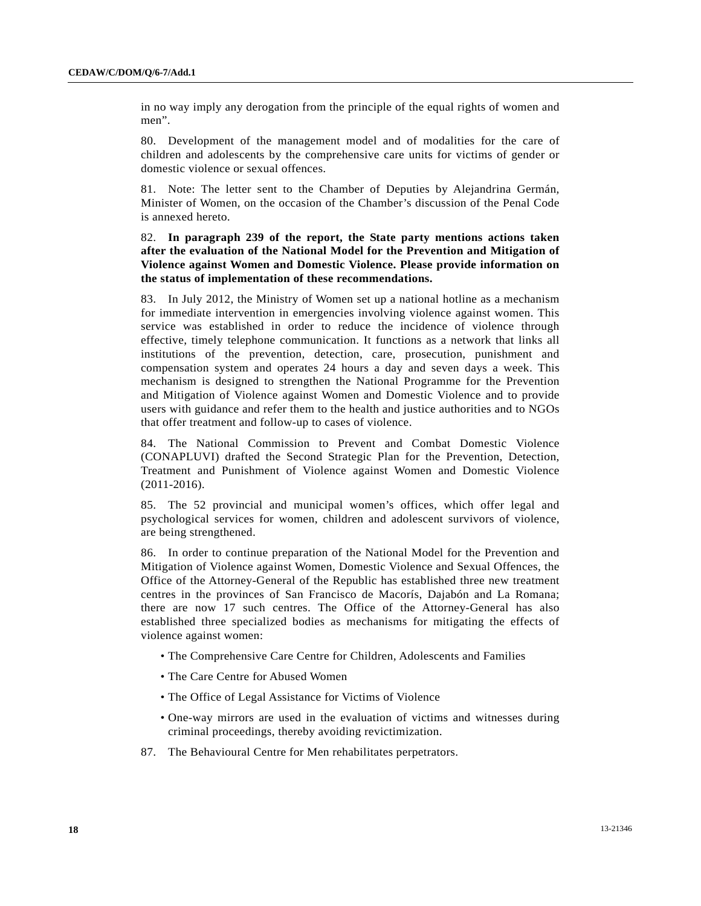in no way imply any derogation from the principle of the equal rights of women and men”.

80. Development of the management model and of modalities for the care of children and adolescents by the comprehensive care units for victims of gender or domestic violence or sexual offences.

81. Note: The letter sent to the Chamber of Deputies by Alejandrina Germán, Minister of Women, on the occasion of the Chamber’s discussion of the Penal Code is annexed hereto.

82. **In paragraph 239 of the report, the State party mentions actions taken after the evaluation of the National Model for the Prevention and Mitigation of Violence against Women and Domestic Violence. Please provide information on the status of implementation of these recommendations.**

83. In July 2012, the Ministry of Women set up a national hotline as a mechanism for immediate intervention in emergencies involving violence against women. This service was established in order to reduce the incidence of violence through effective, timely telephone communication. It functions as a network that links all institutions of the prevention, detection, care, prosecution, punishment and compensation system and operates 24 hours a day and seven days a week. This mechanism is designed to strengthen the National Programme for the Prevention and Mitigation of Violence against Women and Domestic Violence and to provide users with guidance and refer them to the health and justice authorities and to NGOs that offer treatment and follow-up to cases of violence.

84. The National Commission to Prevent and Combat Domestic Violence (CONAPLUVI) drafted the Second Strategic Plan for the Prevention, Detection, Treatment and Punishment of Violence against Women and Domestic Violence (2011-2016).

85. The 52 provincial and municipal women’s offices, which offer legal and psychological services for women, children and adolescent survivors of violence, are being strengthened.

86. In order to continue preparation of the National Model for the Prevention and Mitigation of Violence against Women, Domestic Violence and Sexual Offences, the Office of the Attorney-General of the Republic has established three new treatment centres in the provinces of San Francisco de Macorís, Dajabón and La Romana; there are now 17 such centres. The Office of the Attorney-General has also established three specialized bodies as mechanisms for mitigating the effects of violence against women:

- The Comprehensive Care Centre for Children, Adolescents and Families
- The Care Centre for Abused Women
- The Office of Legal Assistance for Victims of Violence
- One-way mirrors are used in the evaluation of victims and witnesses during criminal proceedings, thereby avoiding revictimization.

87. The Behavioural Centre for Men rehabilitates perpetrators.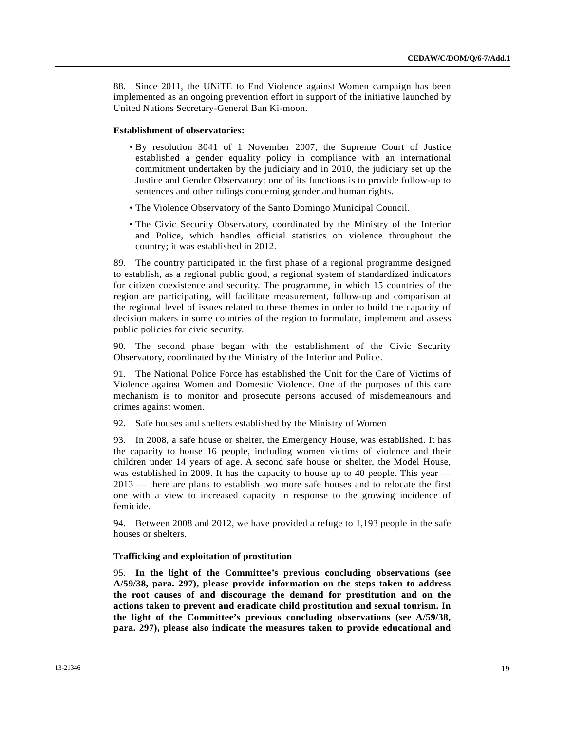88. Since 2011, the UNiTE to End Violence against Women campaign has been implemented as an ongoing prevention effort in support of the initiative launched by United Nations Secretary-General Ban Ki-moon.

**Establishment of observatories:**

- By resolution 3041 of 1 November 2007, the Supreme Court of Justice established a gender equality policy in compliance with an international commitment undertaken by the judiciary and in 2010, the judiciary set up the Justice and Gender Observatory; one of its functions is to provide follow-up to sentences and other rulings concerning gender and human rights.
- The Violence Observatory of the Santo Domingo Municipal Council.
- The Civic Security Observatory, coordinated by the Ministry of the Interior and Police, which handles official statistics on violence throughout the country; it was established in 2012.

89. The country participated in the first phase of a regional programme designed to establish, as a regional public good, a regional system of standardized indicators for citizen coexistence and security. The programme, in which 15 countries of the region are participating, will facilitate measurement, follow-up and comparison at the regional level of issues related to these themes in order to build the capacity of decision makers in some countries of the region to formulate, implement and assess public policies for civic security.

90. The second phase began with the establishment of the Civic Security Observatory, coordinated by the Ministry of the Interior and Police.

91. The National Police Force has established the Unit for the Care of Victims of Violence against Women and Domestic Violence. One of the purposes of this care mechanism is to monitor and prosecute persons accused of misdemeanours and crimes against women.

92. Safe houses and shelters established by the Ministry of Women

93. In 2008, a safe house or shelter, the Emergency House, was established. It has the capacity to house 16 people, including women victims of violence and their children under 14 years of age. A second safe house or shelter, the Model House, was established in 2009. It has the capacity to house up to 40 people. This year — 2013 — there are plans to establish two more safe houses and to relocate the first one with a view to increased capacity in response to the growing incidence of femicide.

94. Between 2008 and 2012, we have provided a refuge to 1,193 people in the safe houses or shelters.

**Trafficking and exploitation of prostitution**

95. **In the light of the Committee's previous concluding observations (see A/59/38, para. 297), please provide information on the steps taken to address the root causes of and discourage the demand for prostitution and on the actions taken to prevent and eradicate child prostitution and sexual tourism. In the light of the Committee's previous concluding observations (see A/59/38, para. 297), please also indicate the measures taken to provide educational and**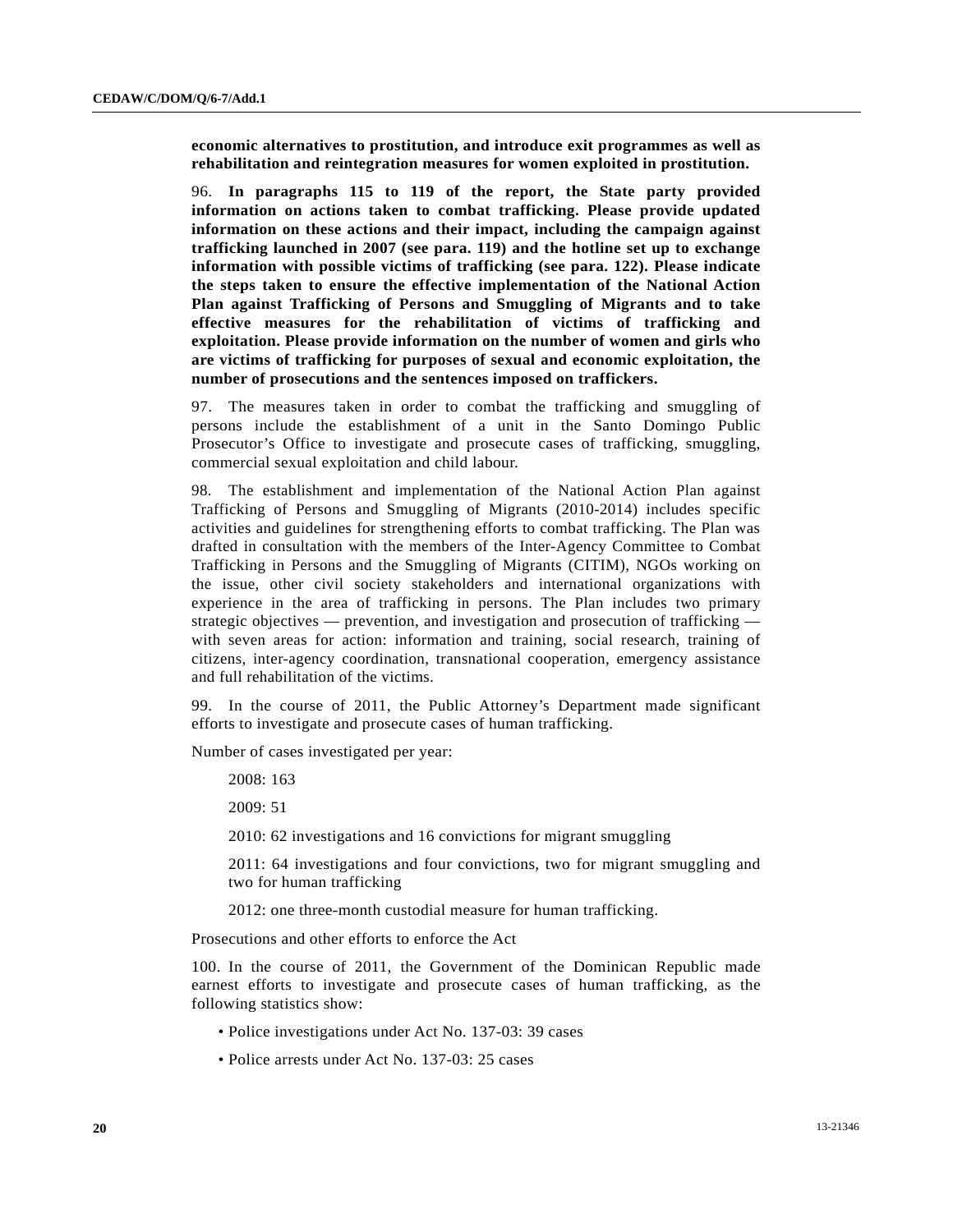**economic alternatives to prostitution, and introduce exit programmes as well as rehabilitation and reintegration measures for women exploited in prostitution.**

96. **In paragraphs 115 to 119 of the report, the State party provided information on actions taken to combat trafficking. Please provide updated information on these actions and their impact, including the campaign against trafficking launched in 2007 (see para. 119) and the hotline set up to exchange information with possible victims of trafficking (see para. 122). Please indicate the steps taken to ensure the effective implementation of the National Action Plan against Trafficking of Persons and Smuggling of Migrants and to take effective measures for the rehabilitation of victims of trafficking and exploitation. Please provide information on the number of women and girls who are victims of trafficking for purposes of sexual and economic exploitation, the number of prosecutions and the sentences imposed on traffickers.**

97. The measures taken in order to combat the trafficking and smuggling of persons include the establishment of a unit in the Santo Domingo Public Prosecutor's Office to investigate and prosecute cases of trafficking, smuggling, commercial sexual exploitation and child labour.

98. The establishment and implementation of the National Action Plan against Trafficking of Persons and Smuggling of Migrants (2010-2014) includes specific activities and guidelines for strengthening efforts to combat trafficking. The Plan was drafted in consultation with the members of the Inter-Agency Committee to Combat Trafficking in Persons and the Smuggling of Migrants (CITIM), NGOs working on the issue, other civil society stakeholders and international organizations with experience in the area of trafficking in persons. The Plan includes two primary strategic objectives — prevention, and investigation and prosecution of trafficking — with seven areas for action: information and training, social research, training of citizens, inter-agency coordination, transnational cooperation, emergency assistance and full rehabilitation of the victims.

99. In the course of 2011, the Public Attorney's Department made significant efforts to investigate and prosecute cases of human trafficking.

Number of cases investigated per year:

2008: 163

2009: 51

2010: 62 investigations and 16 convictions for migrant smuggling

2011: 64 investigations and four convictions, two for migrant smuggling and two for human trafficking

2012: one three-month custodial measure for human trafficking.

Prosecutions and other efforts to enforce the Act

100. In the course of 2011, the Government of the Dominican Republic made earnest efforts to investigate and prosecute cases of human trafficking, as the following statistics show:

- Police investigations under Act No. 137-03: 39 cases
- Police arrests under Act No. 137-03: 25 cases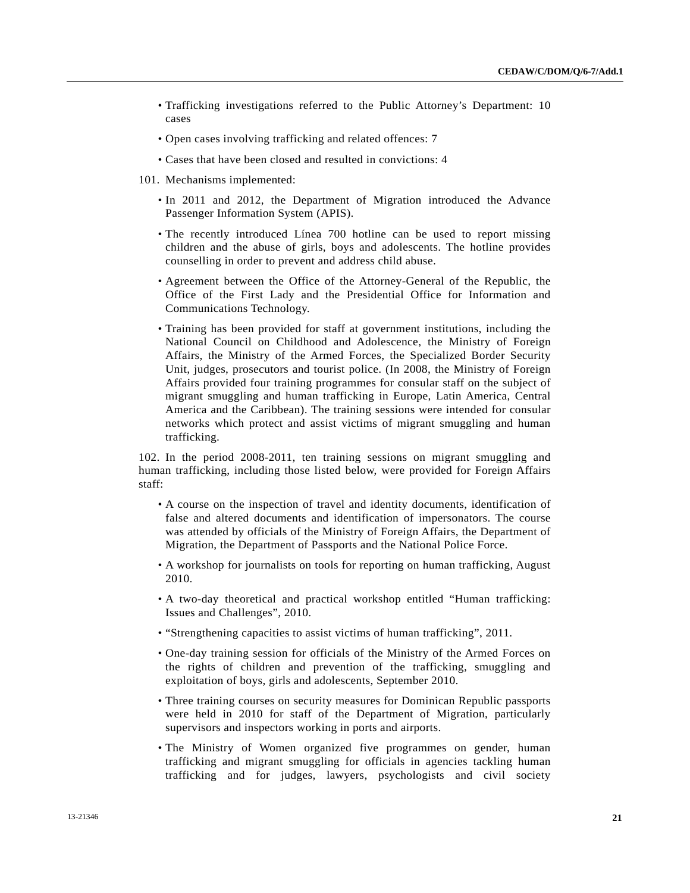- Trafficking investigations referred to the Public Attorney's Department: 10 cases
- Open cases involving trafficking and related offences: 7
- Cases that have been closed and resulted in convictions: 4

101. Mechanisms implemented:

- In 2011 and 2012, the Department of Migration introduced the Advance Passenger Information System (APIS).
- The recently introduced Línea 700 hotline can be used to report missing children and the abuse of girls, boys and adolescents. The hotline provides counselling in order to prevent and address child abuse.
- Agreement between the Office of the Attorney-General of the Republic, the Office of the First Lady and the Presidential Office for Information and Communications Technology.
- Training has been provided for staff at government institutions, including the National Council on Childhood and Adolescence, the Ministry of Foreign Affairs, the Ministry of the Armed Forces, the Specialized Border Security Unit, judges, prosecutors and tourist police. (In 2008, the Ministry of Foreign Affairs provided four training programmes for consular staff on the subject of migrant smuggling and human trafficking in Europe, Latin America, Central America and the Caribbean). The training sessions were intended for consular networks which protect and assist victims of migrant smuggling and human trafficking.

102. In the period 2008-2011, ten training sessions on migrant smuggling and human trafficking, including those listed below, were provided for Foreign Affairs staff:

- A course on the inspection of travel and identity documents, identification of false and altered documents and identification of impersonators. The course was attended by officials of the Ministry of Foreign Affairs, the Department of Migration, the Department of Passports and the National Police Force.
- A workshop for journalists on tools for reporting on human trafficking, August 2010.
- A two-day theoretical and practical workshop entitled "Human trafficking: Issues and Challenges", 2010.
- "Strengthening capacities to assist victims of human trafficking", 2011.
- One-day training session for officials of the Ministry of the Armed Forces on the rights of children and prevention of the trafficking, smuggling and exploitation of boys, girls and adolescents, September 2010.
- Three training courses on security measures for Dominican Republic passports were held in 2010 for staff of the Department of Migration, particularly supervisors and inspectors working in ports and airports.
- The Ministry of Women organized five programmes on gender, human trafficking and migrant smuggling for officials in agencies tackling human trafficking and for judges, lawyers, psychologists and civil society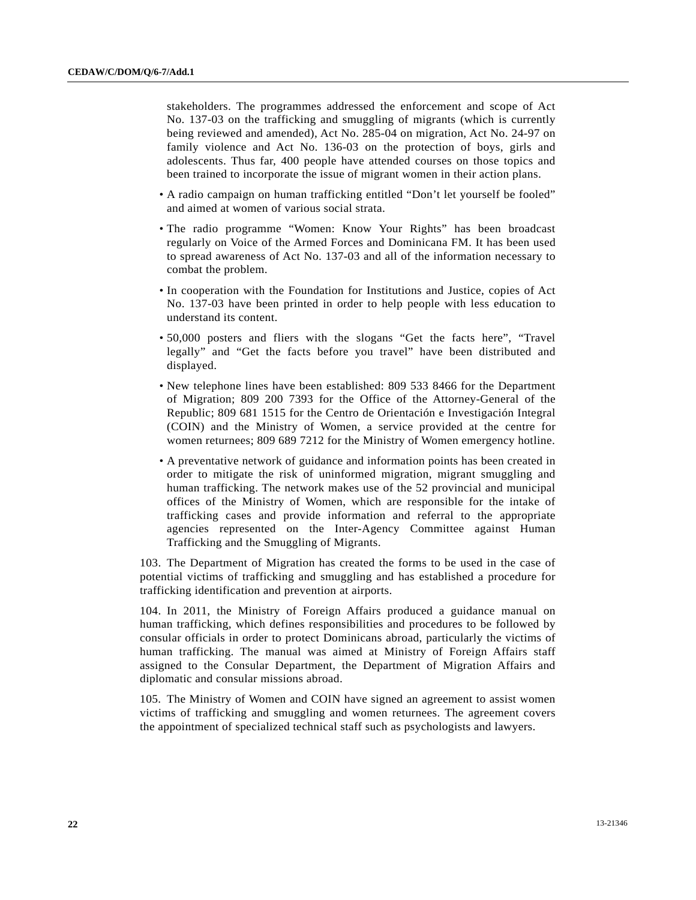stakeholders. The programmes addressed the enforcement and scope of Act No. 137-03 on the trafficking and smuggling of migrants (which is currently being reviewed and amended), Act No. 285-04 on migration, Act No. 24-97 on family violence and Act No. 136-03 on the protection of boys, girls and adolescents. Thus far, 400 people have attended courses on those topics and been trained to incorporate the issue of migrant women in their action plans.

- A radio campaign on human trafficking entitled "Don't let yourself be fooled" and aimed at women of various social strata.
- The radio programme "Women: Know Your Rights" has been broadcast regularly on Voice of the Armed Forces and Dominicana FM. It has been used to spread awareness of Act No. 137-03 and all of the information necessary to combat the problem.
- In cooperation with the Foundation for Institutions and Justice, copies of Act No. 137-03 have been printed in order to help people with less education to understand its content.
- 50,000 posters and fliers with the slogans "Get the facts here", "Travel legally" and "Get the facts before you travel" have been distributed and displayed.
- New telephone lines have been established: 809 533 8466 for the Department of Migration; 809 200 7393 for the Office of the Attorney-General of the Republic; 809 681 1515 for the Centro de Orientación e Investigación Integral (COIN) and the Ministry of Women, a service provided at the centre for women returnees; 809 689 7212 for the Ministry of Women emergency hotline.
- A preventative network of guidance and information points has been created in order to mitigate the risk of uninformed migration, migrant smuggling and human trafficking. The network makes use of the 52 provincial and municipal offices of the Ministry of Women, which are responsible for the intake of trafficking cases and provide information and referral to the appropriate agencies represented on the Inter-Agency Committee against Human Trafficking and the Smuggling of Migrants.

103. The Department of Migration has created the forms to be used in the case of potential victims of trafficking and smuggling and has established a procedure for trafficking identification and prevention at airports.

104. In 2011, the Ministry of Foreign Affairs produced a guidance manual on human trafficking, which defines responsibilities and procedures to be followed by consular officials in order to protect Dominicans abroad, particularly the victims of human trafficking. The manual was aimed at Ministry of Foreign Affairs staff assigned to the Consular Department, the Department of Migration Affairs and diplomatic and consular missions abroad.

105. The Ministry of Women and COIN have signed an agreement to assist women victims of trafficking and smuggling and women returnees. The agreement covers the appointment of specialized technical staff such as psychologists and lawyers.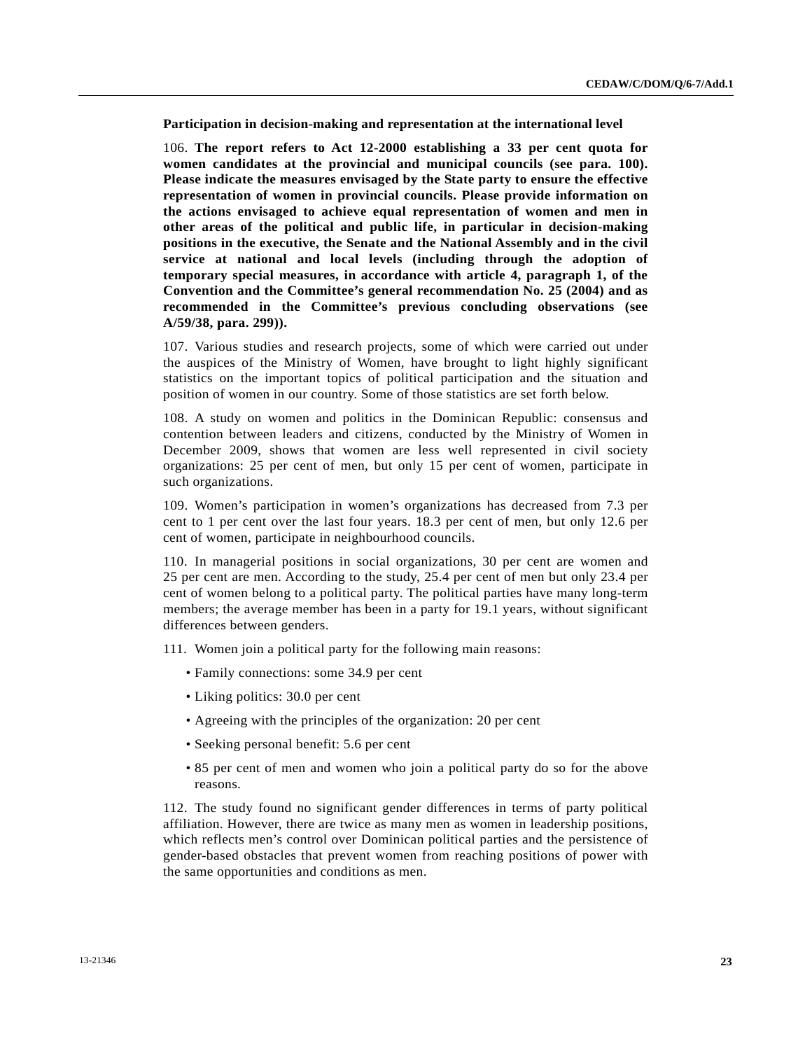**Participation in decision-making and representation at the international level**

106. **The report refers to Act 12-2000 establishing a 33 per cent quota for women candidates at the provincial and municipal councils (see para. 100). Please indicate the measures envisaged by the State party to ensure the effective representation of women in provincial councils. Please provide information on the actions envisaged to achieve equal representation of women and men in other areas of the political and public life, in particular in decision-making positions in the executive, the Senate and the National Assembly and in the civil service at national and local levels (including through the adoption of temporary special measures, in accordance with article 4, paragraph 1, of the Convention and the Committee's general recommendation No. 25 (2004) and as recommended in the Committee's previous concluding observations (see A/59/38, para. 299)).**

107. Various studies and research projects, some of which were carried out under the auspices of the Ministry of Women, have brought to light highly significant statistics on the important topics of political participation and the situation and position of women in our country. Some of those statistics are set forth below.

108. A study on women and politics in the Dominican Republic: consensus and contention between leaders and citizens, conducted by the Ministry of Women in December 2009, shows that women are less well represented in civil society organizations: 25 per cent of men, but only 15 per cent of women, participate in such organizations.

109. Women's participation in women's organizations has decreased from 7.3 per cent to 1 per cent over the last four years. 18.3 per cent of men, but only 12.6 per cent of women, participate in neighbourhood councils.

110. In managerial positions in social organizations, 30 per cent are women and 25 per cent are men. According to the study, 25.4 per cent of men but only 23.4 per cent of women belong to a political party. The political parties have many long-term members; the average member has been in a party for 19.1 years, without significant differences between genders.

111. Women join a political party for the following main reasons:

- Family connections: some 34.9 per cent
- Liking politics: 30.0 per cent
- Agreeing with the principles of the organization: 20 per cent
- Seeking personal benefit: 5.6 per cent
- 85 per cent of men and women who join a political party do so for the above reasons.

112. The study found no significant gender differences in terms of party political affiliation. However, there are twice as many men as women in leadership positions, which reflects men's control over Dominican political parties and the persistence of gender-based obstacles that prevent women from reaching positions of power with the same opportunities and conditions as men.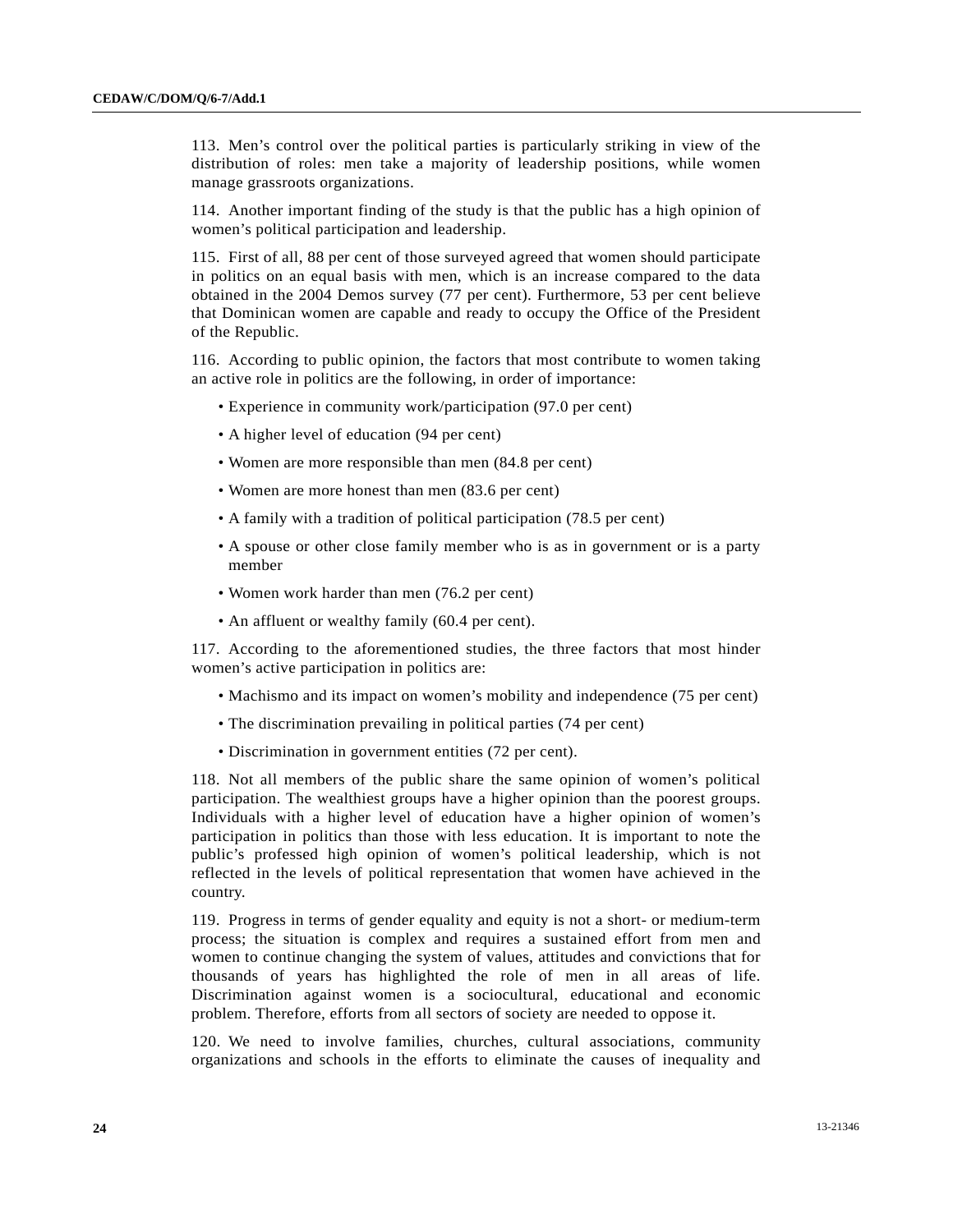113. Men’s control over the political parties is particularly striking in view of the distribution of roles: men take a majority of leadership positions, while women manage grassroots organizations.

114. Another important finding of the study is that the public has a high opinion of women’s political participation and leadership.

115. First of all, 88 per cent of those surveyed agreed that women should participate in politics on an equal basis with men, which is an increase compared to the data obtained in the 2004 Demos survey (77 per cent). Furthermore, 53 per cent believe that Dominican women are capable and ready to occupy the Office of the President of the Republic.

116. According to public opinion, the factors that most contribute to women taking an active role in politics are the following, in order of importance:

- Experience in community work/participation (97.0 per cent)
- A higher level of education (94 per cent)
- Women are more responsible than men (84.8 per cent)
- Women are more honest than men (83.6 per cent)
- A family with a tradition of political participation (78.5 per cent)
- A spouse or other close family member who is as in government or is a party member
- Women work harder than men (76.2 per cent)
- An affluent or wealthy family (60.4 per cent).

117. According to the aforementioned studies, the three factors that most hinder women’s active participation in politics are:

- Machismo and its impact on women’s mobility and independence (75 per cent)
- The discrimination prevailing in political parties (74 per cent)
- Discrimination in government entities (72 per cent).

118. Not all members of the public share the same opinion of women’s political participation. The wealthiest groups have a higher opinion than the poorest groups. Individuals with a higher level of education have a higher opinion of women’s participation in politics than those with less education. It is important to note the public’s professed high opinion of women’s political leadership, which is not reflected in the levels of political representation that women have achieved in the country.

119. Progress in terms of gender equality and equity is not a short- or medium-term process; the situation is complex and requires a sustained effort from men and women to continue changing the system of values, attitudes and convictions that for thousands of years has highlighted the role of men in all areas of life. Discrimination against women is a sociocultural, educational and economic problem. Therefore, efforts from all sectors of society are needed to oppose it.

120. We need to involve families, churches, cultural associations, community organizations and schools in the efforts to eliminate the causes of inequality and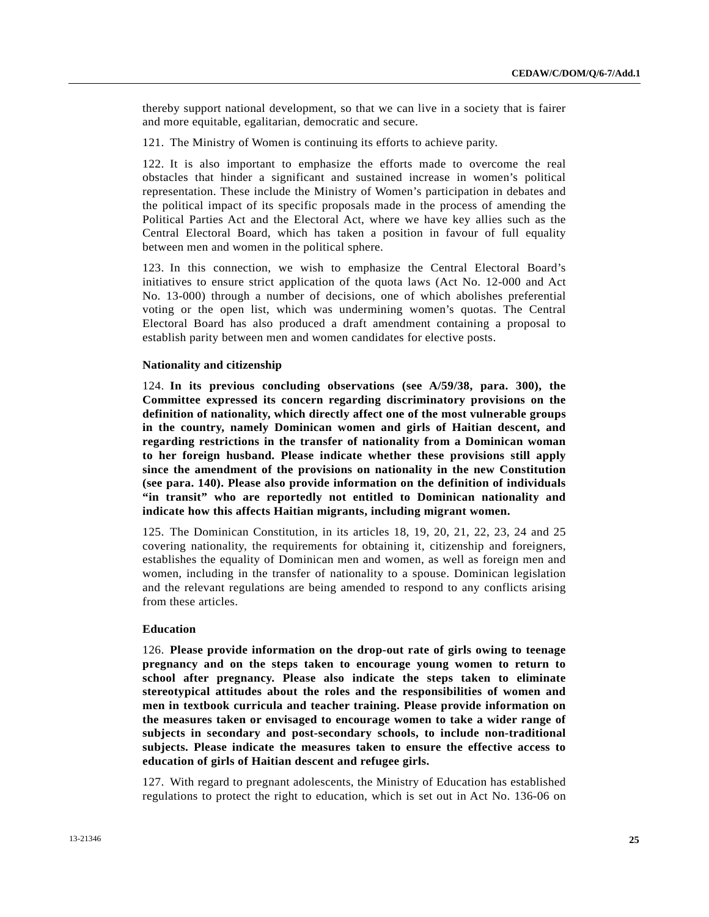thereby support national development, so that we can live in a society that is fairer and more equitable, egalitarian, democratic and secure.

121. The Ministry of Women is continuing its efforts to achieve parity.

122. It is also important to emphasize the efforts made to overcome the real obstacles that hinder a significant and sustained increase in women's political representation. These include the Ministry of Women's participation in debates and the political impact of its specific proposals made in the process of amending the Political Parties Act and the Electoral Act, where we have key allies such as the Central Electoral Board, which has taken a position in favour of full equality between men and women in the political sphere.

123. In this connection, we wish to emphasize the Central Electoral Board's initiatives to ensure strict application of the quota laws (Act No. 12-000 and Act No. 13-000) through a number of decisions, one of which abolishes preferential voting or the open list, which was undermining women's quotas. The Central Electoral Board has also produced a draft amendment containing a proposal to establish parity between men and women candidates for elective posts.

### Nationality and citizenship

124. **In its previous concluding observations (see A/59/38, para. 300), the Committee expressed its concern regarding discriminatory provisions on the definition of nationality, which directly affect one of the most vulnerable groups in the country, namely Dominican women and girls of Haitian descent, and regarding restrictions in the transfer of nationality from a Dominican woman to her foreign husband. Please indicate whether these provisions still apply since the amendment of the provisions on nationality in the new Constitution (see para. 140). Please also provide information on the definition of individuals "in transit" who are reportedly not entitled to Dominican nationality and indicate how this affects Haitian migrants, including migrant women.**

125. The Dominican Constitution, in its articles 18, 19, 20, 21, 22, 23, 24 and 25 covering nationality, the requirements for obtaining it, citizenship and foreigners, establishes the equality of Dominican men and women, as well as foreign men and women, including in the transfer of nationality to a spouse. Dominican legislation and the relevant regulations are being amended to respond to any conflicts arising from these articles.

### Education

126. **Please provide information on the drop-out rate of girls owing to teenage pregnancy and on the steps taken to encourage young women to return to school after pregnancy. Please also indicate the steps taken to eliminate stereotypical attitudes about the roles and the responsibilities of women and men in textbook curricula and teacher training. Please provide information on the measures taken or envisaged to encourage women to take a wider range of subjects in secondary and post-secondary schools, to include non-traditional subjects. Please indicate the measures taken to ensure the effective access to education of girls of Haitian descent and refugee girls.**

127. With regard to pregnant adolescents, the Ministry of Education has established regulations to protect the right to education, which is set out in Act No. 136-06 on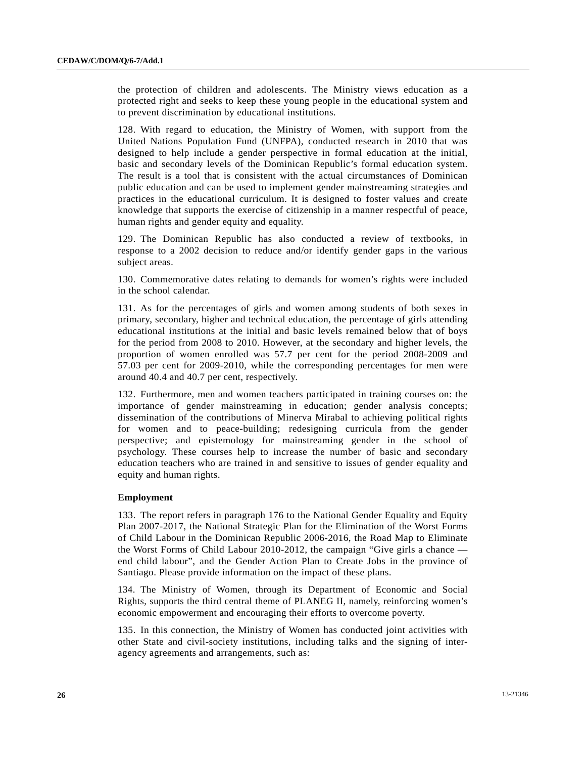the protection of children and adolescents. The Ministry views education as a protected right and seeks to keep these young people in the educational system and to prevent discrimination by educational institutions.

128. With regard to education, the Ministry of Women, with support from the United Nations Population Fund (UNFPA), conducted research in 2010 that was designed to help include a gender perspective in formal education at the initial, basic and secondary levels of the Dominican Republic's formal education system. The result is a tool that is consistent with the actual circumstances of Dominican public education and can be used to implement gender mainstreaming strategies and practices in the educational curriculum. It is designed to foster values and create knowledge that supports the exercise of citizenship in a manner respectful of peace, human rights and gender equity and equality.

129. The Dominican Republic has also conducted a review of textbooks, in response to a 2002 decision to reduce and/or identify gender gaps in the various subject areas.

130. Commemorative dates relating to demands for women's rights were included in the school calendar.

131. As for the percentages of girls and women among students of both sexes in primary, secondary, higher and technical education, the percentage of girls attending educational institutions at the initial and basic levels remained below that of boys for the period from 2008 to 2010. However, at the secondary and higher levels, the proportion of women enrolled was 57.7 per cent for the period 2008-2009 and 57.03 per cent for 2009-2010, while the corresponding percentages for men were around 40.4 and 40.7 per cent, respectively.

132. Furthermore, men and women teachers participated in training courses on: the importance of gender mainstreaming in education; gender analysis concepts; dissemination of the contributions of Minerva Mirabal to achieving political rights for women and to peace-building; redesigning curricula from the gender perspective; and epistemology for mainstreaming gender in the school of psychology. These courses help to increase the number of basic and secondary education teachers who are trained in and sensitive to issues of gender equality and equity and human rights.

**Employment**

133. The report refers in paragraph 176 to the National Gender Equality and Equity Plan 2007-2017, the National Strategic Plan for the Elimination of the Worst Forms of Child Labour in the Dominican Republic 2006-2016, the Road Map to Eliminate the Worst Forms of Child Labour 2010-2012, the campaign "Give girls a chance — end child labour", and the Gender Action Plan to Create Jobs in the province of Santiago. Please provide information on the impact of these plans.

134. The Ministry of Women, through its Department of Economic and Social Rights, supports the third central theme of PLANEG II, namely, reinforcing women's economic empowerment and encouraging their efforts to overcome poverty.

135. In this connection, the Ministry of Women has conducted joint activities with other State and civil-society institutions, including talks and the signing of inter-agency agreements and arrangements, such as: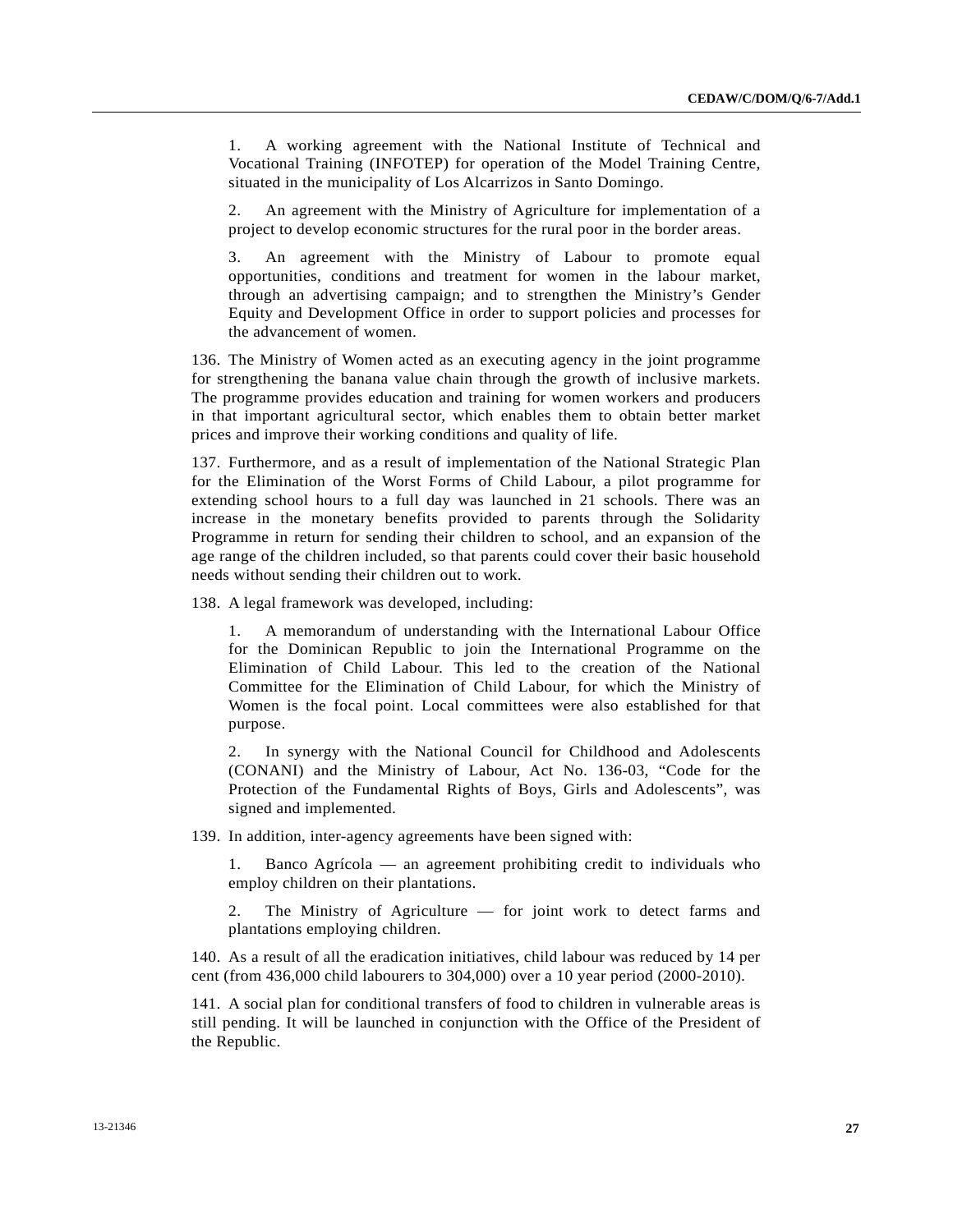1. A working agreement with the National Institute of Technical and Vocational Training (INFOTEP) for operation of the Model Training Centre, situated in the municipality of Los Alcarrizos in Santo Domingo.

2. An agreement with the Ministry of Agriculture for implementation of a project to develop economic structures for the rural poor in the border areas.

3. An agreement with the Ministry of Labour to promote equal opportunities, conditions and treatment for women in the labour market, through an advertising campaign; and to strengthen the Ministry's Gender Equity and Development Office in order to support policies and processes for the advancement of women.

136. The Ministry of Women acted as an executing agency in the joint programme for strengthening the banana value chain through the growth of inclusive markets. The programme provides education and training for women workers and producers in that important agricultural sector, which enables them to obtain better market prices and improve their working conditions and quality of life.

137. Furthermore, and as a result of implementation of the National Strategic Plan for the Elimination of the Worst Forms of Child Labour, a pilot programme for extending school hours to a full day was launched in 21 schools. There was an increase in the monetary benefits provided to parents through the Solidarity Programme in return for sending their children to school, and an expansion of the age range of the children included, so that parents could cover their basic household needs without sending their children out to work.

138. A legal framework was developed, including:

1. A memorandum of understanding with the International Labour Office for the Dominican Republic to join the International Programme on the Elimination of Child Labour. This led to the creation of the National Committee for the Elimination of Child Labour, for which the Ministry of Women is the focal point. Local committees were also established for that purpose.

2. In synergy with the National Council for Childhood and Adolescents (CONANI) and the Ministry of Labour, Act No. 136-03, "Code for the Protection of the Fundamental Rights of Boys, Girls and Adolescents", was signed and implemented.

139. In addition, inter-agency agreements have been signed with:

1. Banco Agrícola — an agreement prohibiting credit to individuals who employ children on their plantations.

2. The Ministry of Agriculture — for joint work to detect farms and plantations employing children.

140. As a result of all the eradication initiatives, child labour was reduced by 14 per cent (from 436,000 child labourers to 304,000) over a 10 year period (2000-2010).

141. A social plan for conditional transfers of food to children in vulnerable areas is still pending. It will be launched in conjunction with the Office of the President of the Republic.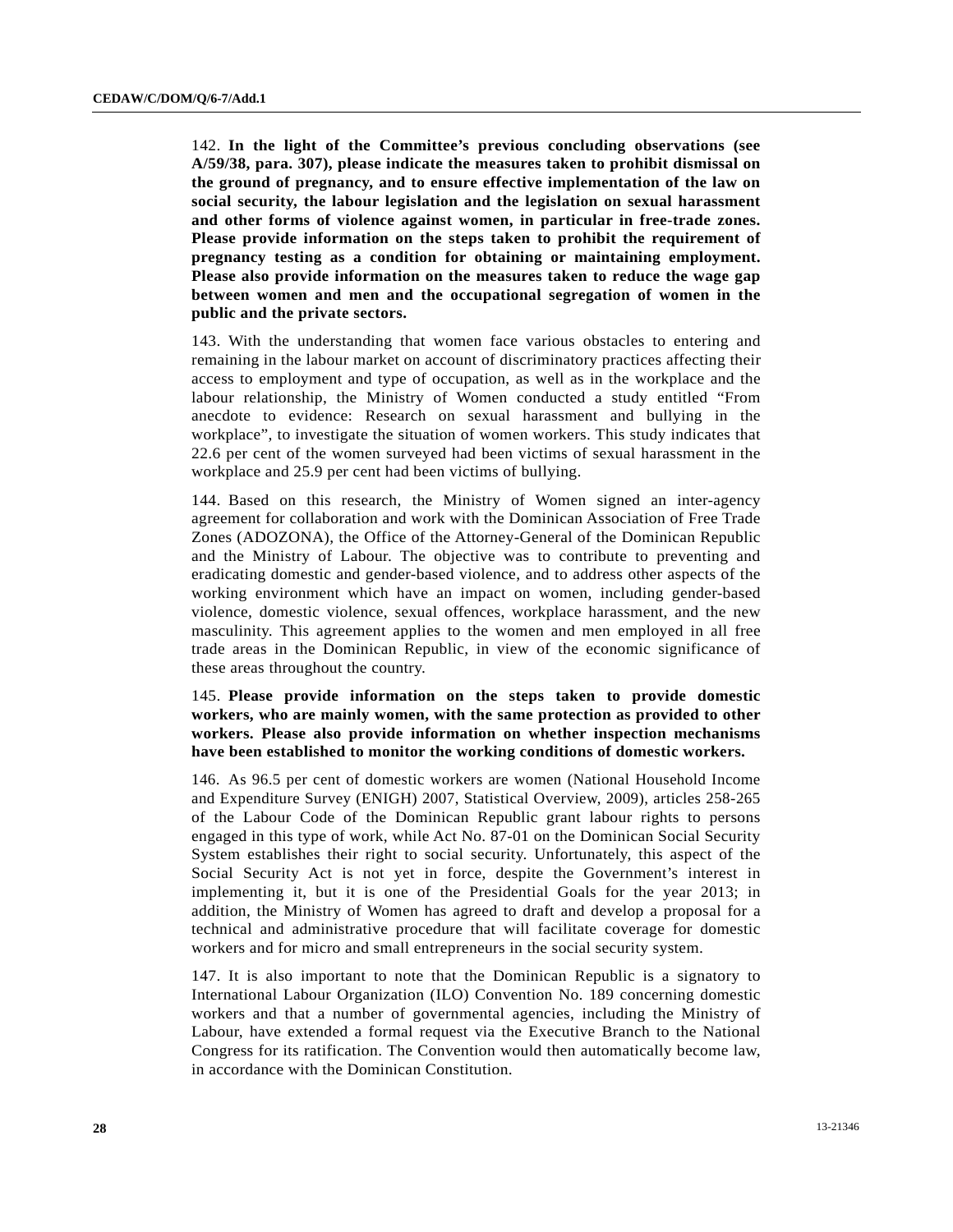142. **In the light of the Committee's previous concluding observations (see A/59/38, para. 307), please indicate the measures taken to prohibit dismissal on the ground of pregnancy, and to ensure effective implementation of the law on social security, the labour legislation and the legislation on sexual harassment and other forms of violence against women, in particular in free-trade zones. Please provide information on the steps taken to prohibit the requirement of pregnancy testing as a condition for obtaining or maintaining employment. Please also provide information on the measures taken to reduce the wage gap between women and men and the occupational segregation of women in the public and the private sectors.**

143. With the understanding that women face various obstacles to entering and remaining in the labour market on account of discriminatory practices affecting their access to employment and type of occupation, as well as in the workplace and the labour relationship, the Ministry of Women conducted a study entitled "From anecdote to evidence: Research on sexual harassment and bullying in the workplace", to investigate the situation of women workers. This study indicates that 22.6 per cent of the women surveyed had been victims of sexual harassment in the workplace and 25.9 per cent had been victims of bullying.

144. Based on this research, the Ministry of Women signed an inter-agency agreement for collaboration and work with the Dominican Association of Free Trade Zones (ADOZONA), the Office of the Attorney-General of the Dominican Republic and the Ministry of Labour. The objective was to contribute to preventing and eradicating domestic and gender-based violence, and to address other aspects of the working environment which have an impact on women, including gender-based violence, domestic violence, sexual offences, workplace harassment, and the new masculinity. This agreement applies to the women and men employed in all free trade areas in the Dominican Republic, in view of the economic significance of these areas throughout the country.

145. **Please provide information on the steps taken to provide domestic workers, who are mainly women, with the same protection as provided to other workers. Please also provide information on whether inspection mechanisms have been established to monitor the working conditions of domestic workers.**

146. As 96.5 per cent of domestic workers are women (National Household Income and Expenditure Survey (ENIGH) 2007, Statistical Overview, 2009), articles 258-265 of the Labour Code of the Dominican Republic grant labour rights to persons engaged in this type of work, while Act No. 87-01 on the Dominican Social Security System establishes their right to social security. Unfortunately, this aspect of the Social Security Act is not yet in force, despite the Government's interest in implementing it, but it is one of the Presidential Goals for the year 2013; in addition, the Ministry of Women has agreed to draft and develop a proposal for a technical and administrative procedure that will facilitate coverage for domestic workers and for micro and small entrepreneurs in the social security system.

147. It is also important to note that the Dominican Republic is a signatory to International Labour Organization (ILO) Convention No. 189 concerning domestic workers and that a number of governmental agencies, including the Ministry of Labour, have extended a formal request via the Executive Branch to the National Congress for its ratification. The Convention would then automatically become law, in accordance with the Dominican Constitution.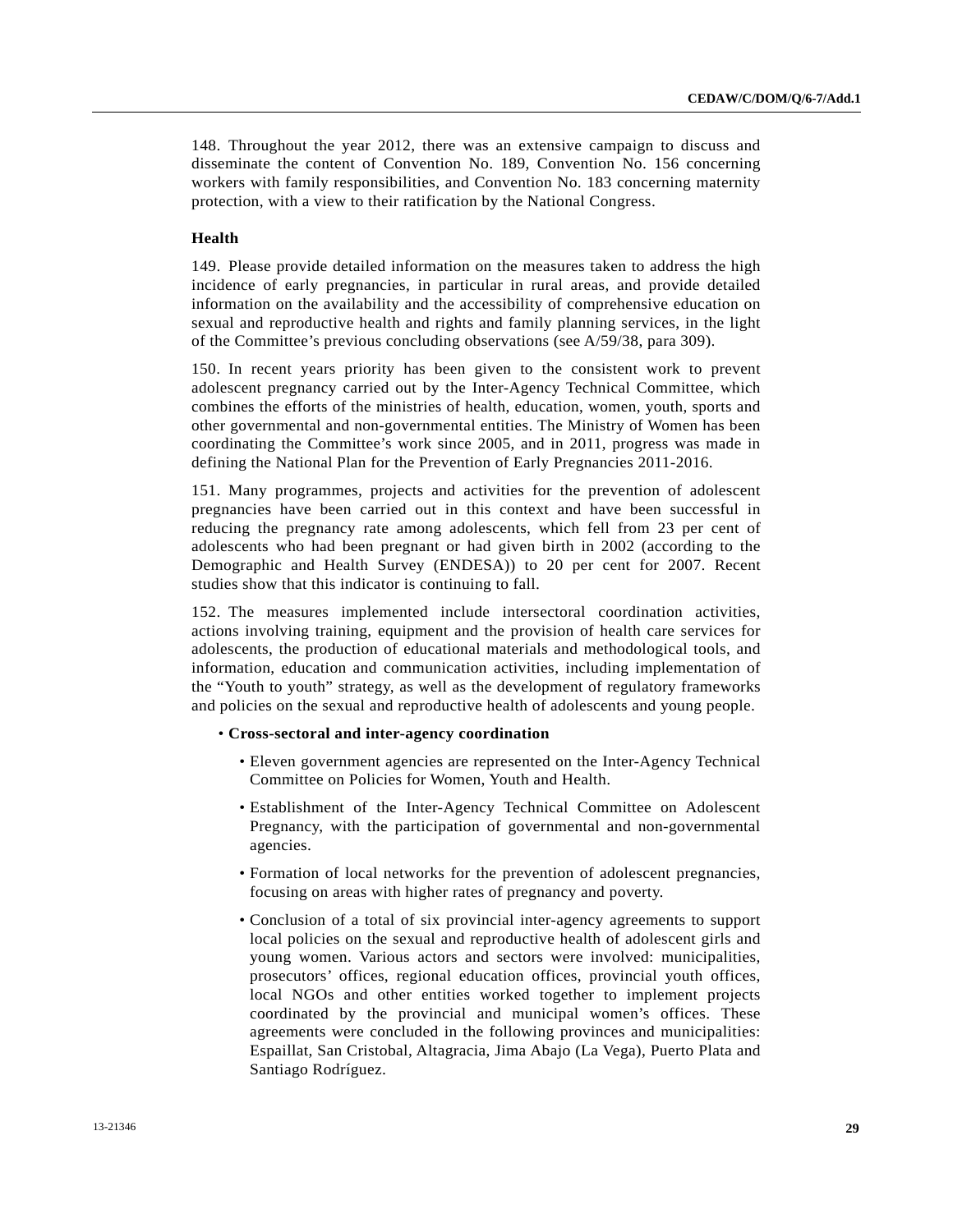148. Throughout the year 2012, there was an extensive campaign to discuss and disseminate the content of Convention No. 189, Convention No. 156 concerning workers with family responsibilities, and Convention No. 183 concerning maternity protection, with a view to their ratification by the National Congress.

**Health**

149. Please provide detailed information on the measures taken to address the high incidence of early pregnancies, in particular in rural areas, and provide detailed information on the availability and the accessibility of comprehensive education on sexual and reproductive health and rights and family planning services, in the light of the Committee's previous concluding observations (see A/59/38, para 309).

150. In recent years priority has been given to the consistent work to prevent adolescent pregnancy carried out by the Inter-Agency Technical Committee, which combines the efforts of the ministries of health, education, women, youth, sports and other governmental and non-governmental entities. The Ministry of Women has been coordinating the Committee's work since 2005, and in 2011, progress was made in defining the National Plan for the Prevention of Early Pregnancies 2011-2016.

151. Many programmes, projects and activities for the prevention of adolescent pregnancies have been carried out in this context and have been successful in reducing the pregnancy rate among adolescents, which fell from 23 per cent of adolescents who had been pregnant or had given birth in 2002 (according to the Demographic and Health Survey (ENDESA)) to 20 per cent for 2007. Recent studies show that this indicator is continuing to fall.

152. The measures implemented include intersectoral coordination activities, actions involving training, equipment and the provision of health care services for adolescents, the production of educational materials and methodological tools, and information, education and communication activities, including implementation of the "Youth to youth" strategy, as well as the development of regulatory frameworks and policies on the sexual and reproductive health of adolescents and young people.

- **Cross-sectoral and inter-agency coordination**
  - Eleven government agencies are represented on the Inter-Agency Technical Committee on Policies for Women, Youth and Health.
  - Establishment of the Inter-Agency Technical Committee on Adolescent Pregnancy, with the participation of governmental and non-governmental agencies.
  - Formation of local networks for the prevention of adolescent pregnancies, focusing on areas with higher rates of pregnancy and poverty.
  - Conclusion of a total of six provincial inter-agency agreements to support local policies on the sexual and reproductive health of adolescent girls and young women. Various actors and sectors were involved: municipalities, prosecutors' offices, regional education offices, provincial youth offices, local NGOs and other entities worked together to implement projects coordinated by the provincial and municipal women's offices. These agreements were concluded in the following provinces and municipalities: Espaillat, San Cristobal, Altagracia, Jima Abajo (La Vega), Puerto Plata and Santiago Rodríguez.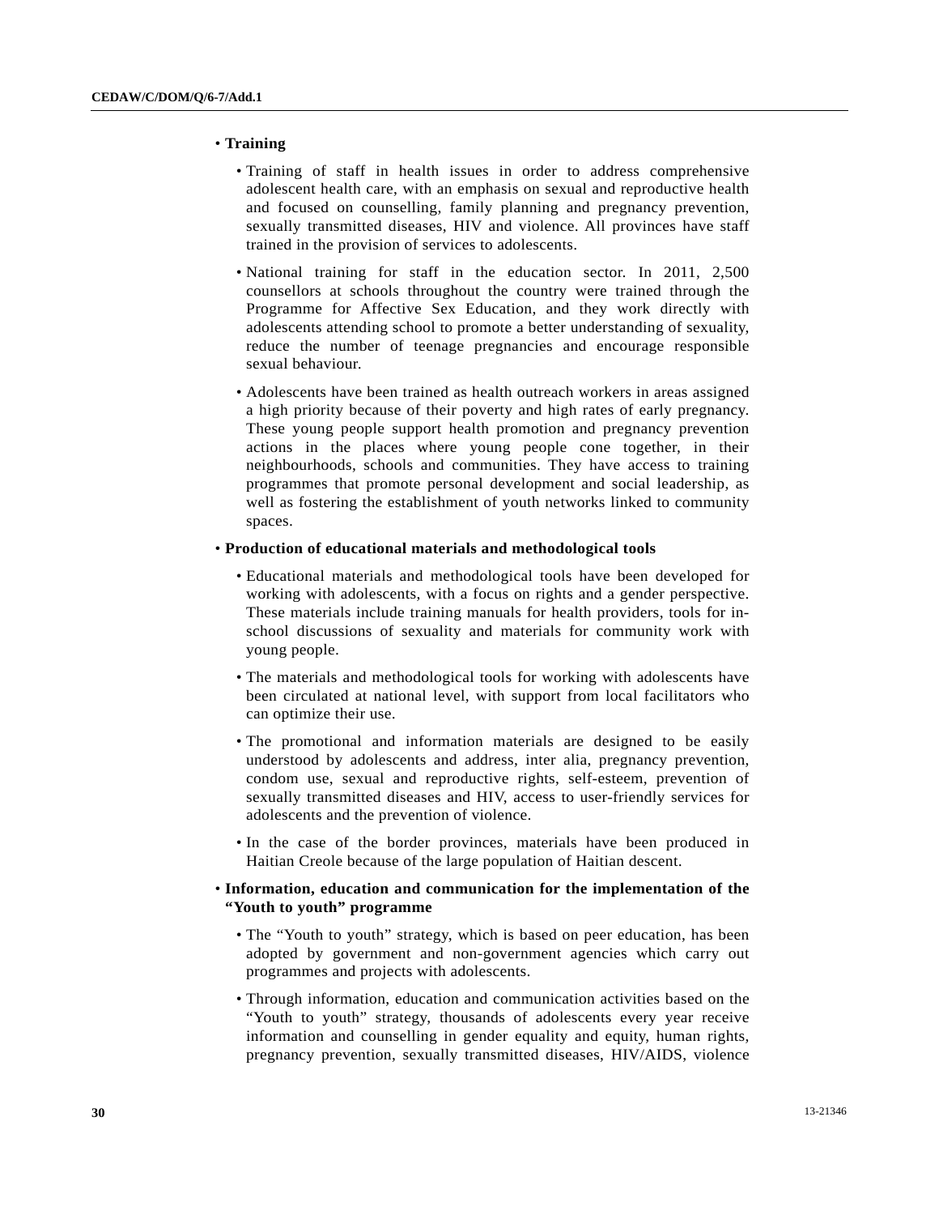- **Training**

  - Training of staff in health issues in order to address comprehensive adolescent health care, with an emphasis on sexual and reproductive health and focused on counselling, family planning and pregnancy prevention, sexually transmitted diseases, HIV and violence. All provinces have staff trained in the provision of services to adolescents.

  - National training for staff in the education sector. In 2011, 2,500 counsellors at schools throughout the country were trained through the Programme for Affective Sex Education, and they work directly with adolescents attending school to promote a better understanding of sexuality, reduce the number of teenage pregnancies and encourage responsible sexual behaviour.

  - Adolescents have been trained as health outreach workers in areas assigned a high priority because of their poverty and high rates of early pregnancy. These young people support health promotion and pregnancy prevention actions in the places where young people cone together, in their neighbourhoods, schools and communities. They have access to training programmes that promote personal development and social leadership, as well as fostering the establishment of youth networks linked to community spaces.

- **Production of educational materials and methodological tools**

  - Educational materials and methodological tools have been developed for working with adolescents, with a focus on rights and a gender perspective. These materials include training manuals for health providers, tools for in-school discussions of sexuality and materials for community work with young people.

  - The materials and methodological tools for working with adolescents have been circulated at national level, with support from local facilitators who can optimize their use.

  - The promotional and information materials are designed to be easily understood by adolescents and address, inter alia, pregnancy prevention, condom use, sexual and reproductive rights, self-esteem, prevention of sexually transmitted diseases and HIV, access to user-friendly services for adolescents and the prevention of violence.

  - In the case of the border provinces, materials have been produced in Haitian Creole because of the large population of Haitian descent.

- **Information, education and communication for the implementation of the "Youth to youth" programme**

  - The "Youth to youth" strategy, which is based on peer education, has been adopted by government and non-government agencies which carry out programmes and projects with adolescents.

  - Through information, education and communication activities based on the "Youth to youth" strategy, thousands of adolescents every year receive information and counselling in gender equality and equity, human rights, pregnancy prevention, sexually transmitted diseases, HIV/AIDS, violence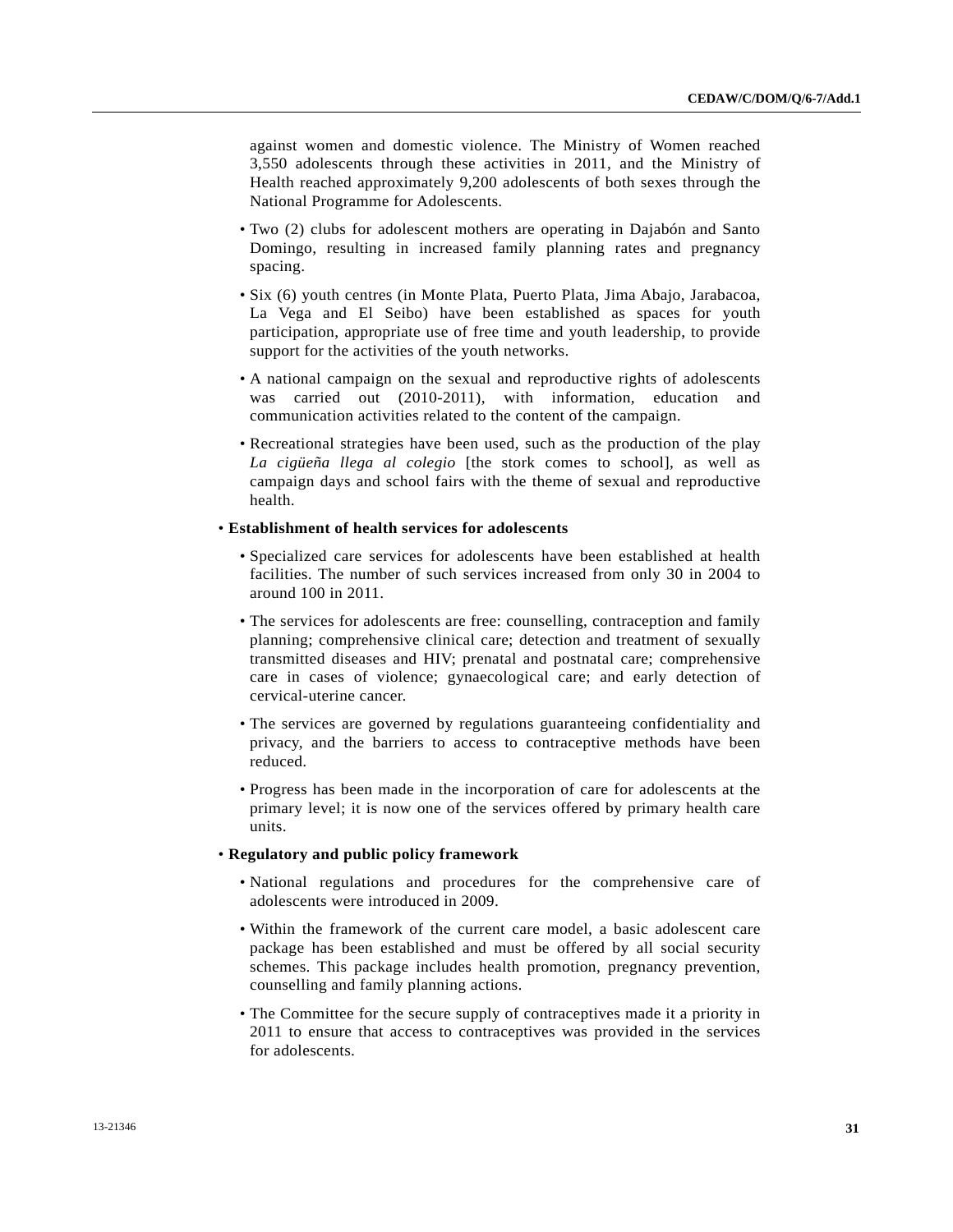against women and domestic violence. The Ministry of Women reached 3,550 adolescents through these activities in 2011, and the Ministry of Health reached approximately 9,200 adolescents of both sexes through the National Programme for Adolescents.

  - Two (2) clubs for adolescent mothers are operating in Dajabón and Santo Domingo, resulting in increased family planning rates and pregnancy spacing.
  - Six (6) youth centres (in Monte Plata, Puerto Plata, Jima Abajo, Jarabacoa, La Vega and El Seibo) have been established as spaces for youth participation, appropriate use of free time and youth leadership, to provide support for the activities of the youth networks.
  - A national campaign on the sexual and reproductive rights of adolescents was carried out (2010-2011), with information, education and communication activities related to the content of the campaign.
  - Recreational strategies have been used, such as the production of the play *La cigüeña llega al colegio* [the stork comes to school], as well as campaign days and school fairs with the theme of sexual and reproductive health.

- **Establishment of health services for adolescents**
  - Specialized care services for adolescents have been established at health facilities. The number of such services increased from only 30 in 2004 to around 100 in 2011.
  - The services for adolescents are free: counselling, contraception and family planning; comprehensive clinical care; detection and treatment of sexually transmitted diseases and HIV; prenatal and postnatal care; comprehensive care in cases of violence; gynaecological care; and early detection of cervical-uterine cancer.
  - The services are governed by regulations guaranteeing confidentiality and privacy, and the barriers to access to contraceptive methods have been reduced.
  - Progress has been made in the incorporation of care for adolescents at the primary level; it is now one of the services offered by primary health care units.

- **Regulatory and public policy framework**
  - National regulations and procedures for the comprehensive care of adolescents were introduced in 2009.
  - Within the framework of the current care model, a basic adolescent care package has been established and must be offered by all social security schemes. This package includes health promotion, pregnancy prevention, counselling and family planning actions.
  - The Committee for the secure supply of contraceptives made it a priority in 2011 to ensure that access to contraceptives was provided in the services for adolescents.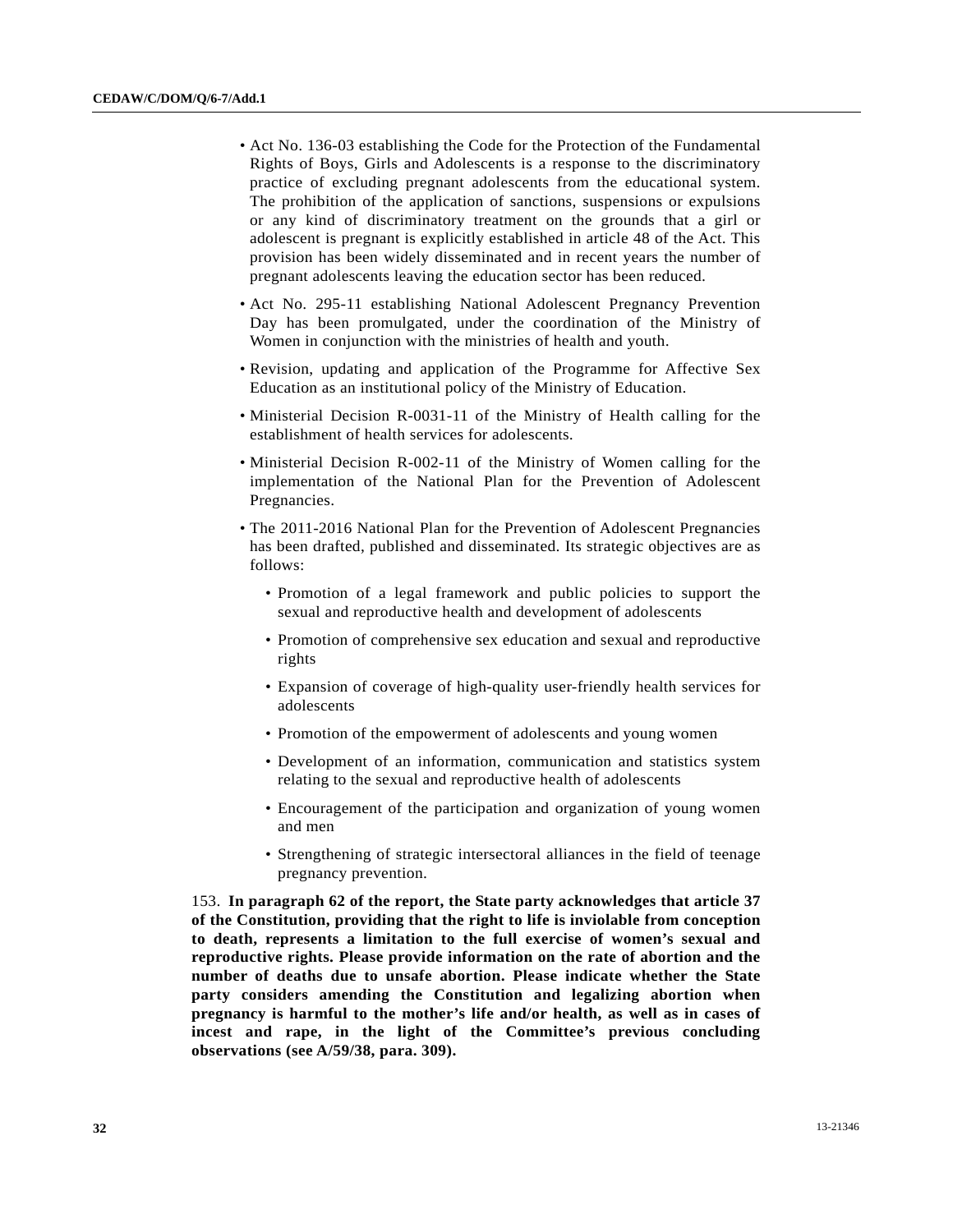- Act No. 136-03 establishing the Code for the Protection of the Fundamental Rights of Boys, Girls and Adolescents is a response to the discriminatory practice of excluding pregnant adolescents from the educational system. The prohibition of the application of sanctions, suspensions or expulsions or any kind of discriminatory treatment on the grounds that a girl or adolescent is pregnant is explicitly established in article 48 of the Act. This provision has been widely disseminated and in recent years the number of pregnant adolescents leaving the education sector has been reduced.
- Act No. 295-11 establishing National Adolescent Pregnancy Prevention Day has been promulgated, under the coordination of the Ministry of Women in conjunction with the ministries of health and youth.
- Revision, updating and application of the Programme for Affective Sex Education as an institutional policy of the Ministry of Education.
- Ministerial Decision R-0031-11 of the Ministry of Health calling for the establishment of health services for adolescents.
- Ministerial Decision R-002-11 of the Ministry of Women calling for the implementation of the National Plan for the Prevention of Adolescent Pregnancies.
- The 2011-2016 National Plan for the Prevention of Adolescent Pregnancies has been drafted, published and disseminated. Its strategic objectives are as follows:
  - Promotion of a legal framework and public policies to support the sexual and reproductive health and development of adolescents
  - Promotion of comprehensive sex education and sexual and reproductive rights
  - Expansion of coverage of high-quality user-friendly health services for adolescents
  - Promotion of the empowerment of adolescents and young women
  - Development of an information, communication and statistics system relating to the sexual and reproductive health of adolescents
  - Encouragement of the participation and organization of young women and men
  - Strengthening of strategic intersectoral alliances in the field of teenage pregnancy prevention.

153. **In paragraph 62 of the report, the State party acknowledges that article 37 of the Constitution, providing that the right to life is inviolable from conception to death, represents a limitation to the full exercise of women's sexual and reproductive rights. Please provide information on the rate of abortion and the number of deaths due to unsafe abortion. Please indicate whether the State party considers amending the Constitution and legalizing abortion when pregnancy is harmful to the mother's life and/or health, as well as in cases of incest and rape, in the light of the Committee's previous concluding observations (see A/59/38, para. 309).**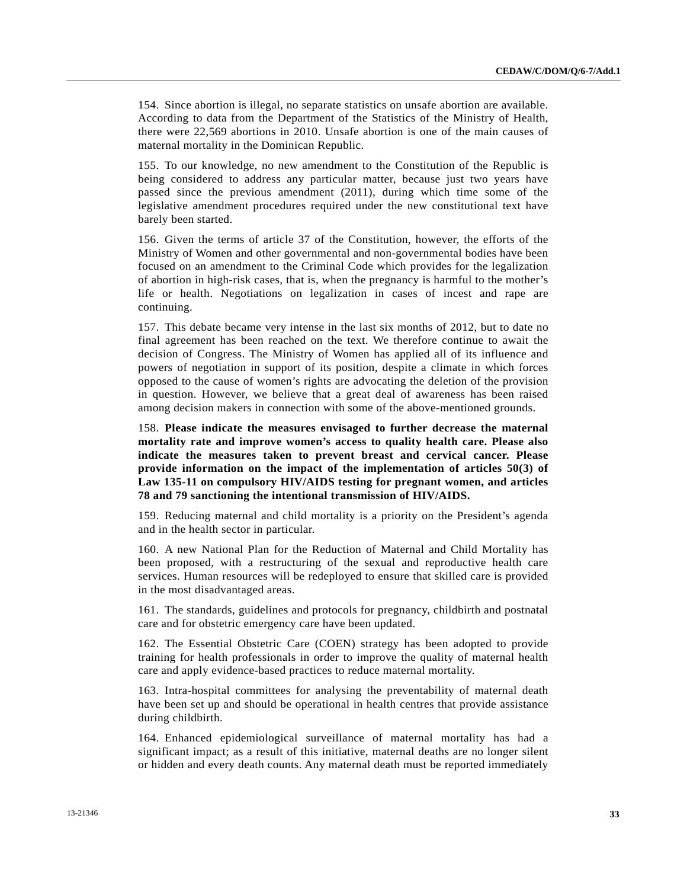154. Since abortion is illegal, no separate statistics on unsafe abortion are available. According to data from the Department of the Statistics of the Ministry of Health, there were 22,569 abortions in 2010. Unsafe abortion is one of the main causes of maternal mortality in the Dominican Republic.

155. To our knowledge, no new amendment to the Constitution of the Republic is being considered to address any particular matter, because just two years have passed since the previous amendment (2011), during which time some of the legislative amendment procedures required under the new constitutional text have barely been started.

156. Given the terms of article 37 of the Constitution, however, the efforts of the Ministry of Women and other governmental and non-governmental bodies have been focused on an amendment to the Criminal Code which provides for the legalization of abortion in high-risk cases, that is, when the pregnancy is harmful to the mother's life or health. Negotiations on legalization in cases of incest and rape are continuing.

157. This debate became very intense in the last six months of 2012, but to date no final agreement has been reached on the text. We therefore continue to await the decision of Congress. The Ministry of Women has applied all of its influence and powers of negotiation in support of its position, despite a climate in which forces opposed to the cause of women's rights are advocating the deletion of the provision in question. However, we believe that a great deal of awareness has been raised among decision makers in connection with some of the above-mentioned grounds.

158. **Please indicate the measures envisaged to further decrease the maternal mortality rate and improve women's access to quality health care. Please also indicate the measures taken to prevent breast and cervical cancer. Please provide information on the impact of the implementation of articles 50(3) of Law 135-11 on compulsory HIV/AIDS testing for pregnant women, and articles 78 and 79 sanctioning the intentional transmission of HIV/AIDS.**

159. Reducing maternal and child mortality is a priority on the President's agenda and in the health sector in particular.

160. A new National Plan for the Reduction of Maternal and Child Mortality has been proposed, with a restructuring of the sexual and reproductive health care services. Human resources will be redeployed to ensure that skilled care is provided in the most disadvantaged areas.

161. The standards, guidelines and protocols for pregnancy, childbirth and postnatal care and for obstetric emergency care have been updated.

162. The Essential Obstetric Care (COEN) strategy has been adopted to provide training for health professionals in order to improve the quality of maternal health care and apply evidence-based practices to reduce maternal mortality.

163. Intra-hospital committees for analysing the preventability of maternal death have been set up and should be operational in health centres that provide assistance during childbirth.

164. Enhanced epidemiological surveillance of maternal mortality has had a significant impact; as a result of this initiative, maternal deaths are no longer silent or hidden and every death counts. Any maternal death must be reported immediately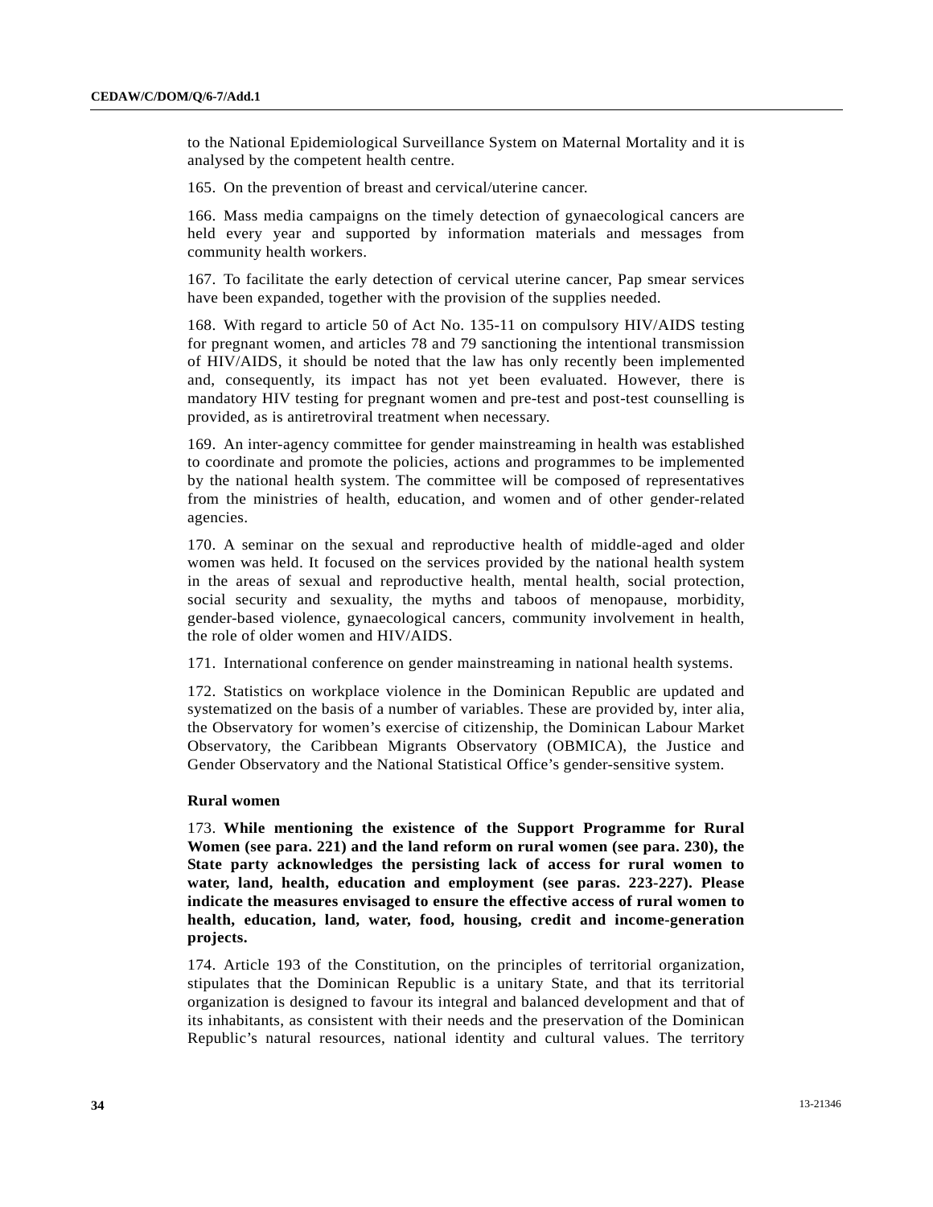to the National Epidemiological Surveillance System on Maternal Mortality and it is analysed by the competent health centre.

165. On the prevention of breast and cervical/uterine cancer.

166. Mass media campaigns on the timely detection of gynaecological cancers are held every year and supported by information materials and messages from community health workers.

167. To facilitate the early detection of cervical uterine cancer, Pap smear services have been expanded, together with the provision of the supplies needed.

168. With regard to article 50 of Act No. 135-11 on compulsory HIV/AIDS testing for pregnant women, and articles 78 and 79 sanctioning the intentional transmission of HIV/AIDS, it should be noted that the law has only recently been implemented and, consequently, its impact has not yet been evaluated. However, there is mandatory HIV testing for pregnant women and pre-test and post-test counselling is provided, as is antiretroviral treatment when necessary.

169. An inter-agency committee for gender mainstreaming in health was established to coordinate and promote the policies, actions and programmes to be implemented by the national health system. The committee will be composed of representatives from the ministries of health, education, and women and of other gender-related agencies.

170. A seminar on the sexual and reproductive health of middle-aged and older women was held. It focused on the services provided by the national health system in the areas of sexual and reproductive health, mental health, social protection, social security and sexuality, the myths and taboos of menopause, morbidity, gender-based violence, gynaecological cancers, community involvement in health, the role of older women and HIV/AIDS.

171. International conference on gender mainstreaming in national health systems.

172. Statistics on workplace violence in the Dominican Republic are updated and systematized on the basis of a number of variables. These are provided by, inter alia, the Observatory for women's exercise of citizenship, the Dominican Labour Market Observatory, the Caribbean Migrants Observatory (OBMICA), the Justice and Gender Observatory and the National Statistical Office's gender-sensitive system.

**Rural women**

173. **While mentioning the existence of the Support Programme for Rural Women (see para. 221) and the land reform on rural women (see para. 230), the State party acknowledges the persisting lack of access for rural women to water, land, health, education and employment (see paras. 223-227). Please indicate the measures envisaged to ensure the effective access of rural women to health, education, land, water, food, housing, credit and income-generation projects.**

174. Article 193 of the Constitution, on the principles of territorial organization, stipulates that the Dominican Republic is a unitary State, and that its territorial organization is designed to favour its integral and balanced development and that of its inhabitants, as consistent with their needs and the preservation of the Dominican Republic's natural resources, national identity and cultural values. The territory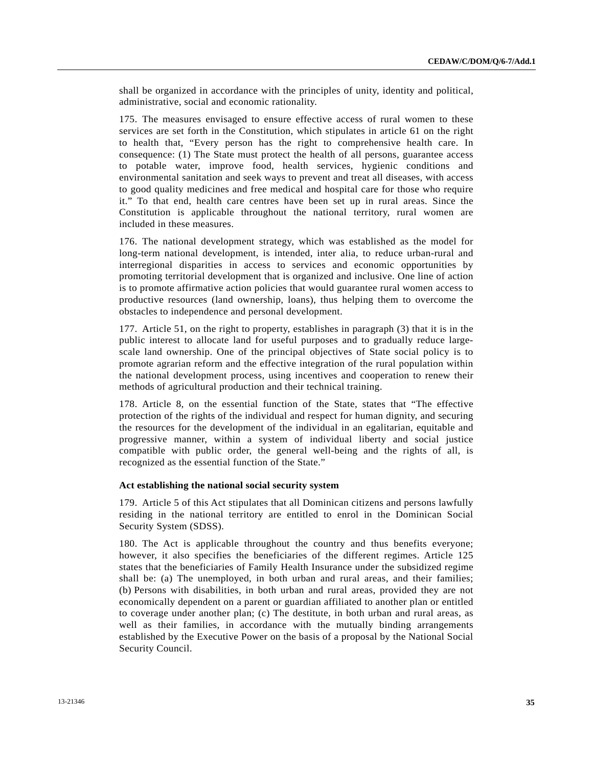shall be organized in accordance with the principles of unity, identity and political, administrative, social and economic rationality.

175. The measures envisaged to ensure effective access of rural women to these services are set forth in the Constitution, which stipulates in article 61 on the right to health that, "Every person has the right to comprehensive health care. In consequence: (1) The State must protect the health of all persons, guarantee access to potable water, improve food, health services, hygienic conditions and environmental sanitation and seek ways to prevent and treat all diseases, with access to good quality medicines and free medical and hospital care for those who require it." To that end, health care centres have been set up in rural areas. Since the Constitution is applicable throughout the national territory, rural women are included in these measures.

176. The national development strategy, which was established as the model for long-term national development, is intended, inter alia, to reduce urban-rural and interregional disparities in access to services and economic opportunities by promoting territorial development that is organized and inclusive. One line of action is to promote affirmative action policies that would guarantee rural women access to productive resources (land ownership, loans), thus helping them to overcome the obstacles to independence and personal development.

177. Article 51, on the right to property, establishes in paragraph (3) that it is in the public interest to allocate land for useful purposes and to gradually reduce large-scale land ownership. One of the principal objectives of State social policy is to promote agrarian reform and the effective integration of the rural population within the national development process, using incentives and cooperation to renew their methods of agricultural production and their technical training.

178. Article 8, on the essential function of the State, states that "The effective protection of the rights of the individual and respect for human dignity, and securing the resources for the development of the individual in an egalitarian, equitable and progressive manner, within a system of individual liberty and social justice compatible with public order, the general well-being and the rights of all, is recognized as the essential function of the State."

**Act establishing the national social security system**

179. Article 5 of this Act stipulates that all Dominican citizens and persons lawfully residing in the national territory are entitled to enrol in the Dominican Social Security System (SDSS).

180. The Act is applicable throughout the country and thus benefits everyone; however, it also specifies the beneficiaries of the different regimes. Article 125 states that the beneficiaries of Family Health Insurance under the subsidized regime shall be: (a) The unemployed, in both urban and rural areas, and their families; (b) Persons with disabilities, in both urban and rural areas, provided they are not economically dependent on a parent or guardian affiliated to another plan or entitled to coverage under another plan; (c) The destitute, in both urban and rural areas, as well as their families, in accordance with the mutually binding arrangements established by the Executive Power on the basis of a proposal by the National Social Security Council.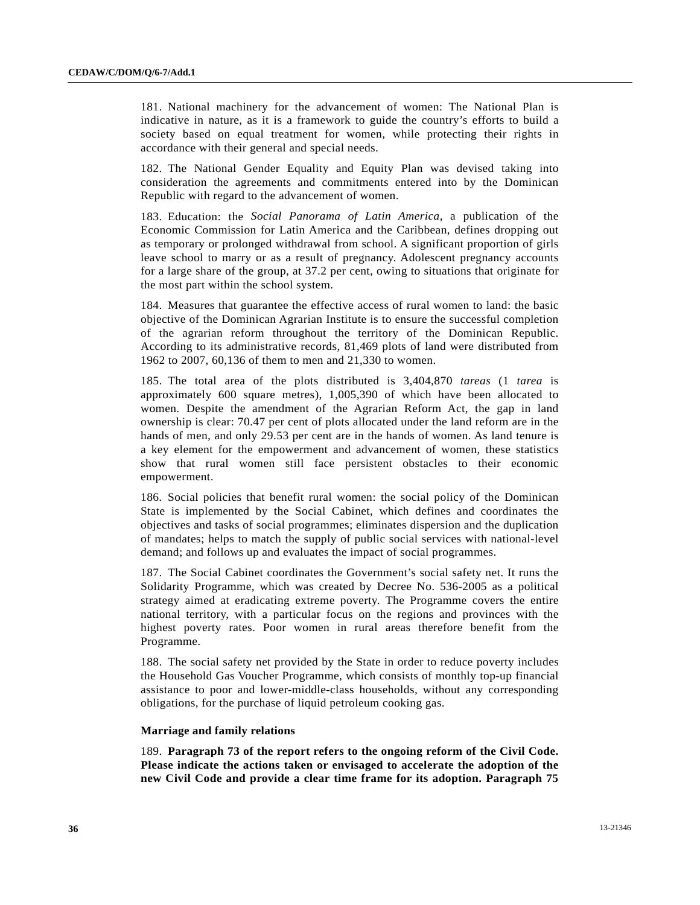181. National machinery for the advancement of women: The National Plan is indicative in nature, as it is a framework to guide the country's efforts to build a society based on equal treatment for women, while protecting their rights in accordance with their general and special needs.

182. The National Gender Equality and Equity Plan was devised taking into consideration the agreements and commitments entered into by the Dominican Republic with regard to the advancement of women.

183. Education: the *Social Panorama of Latin America*, a publication of the Economic Commission for Latin America and the Caribbean, defines dropping out as temporary or prolonged withdrawal from school. A significant proportion of girls leave school to marry or as a result of pregnancy. Adolescent pregnancy accounts for a large share of the group, at 37.2 per cent, owing to situations that originate for the most part within the school system.

184. Measures that guarantee the effective access of rural women to land: the basic objective of the Dominican Agrarian Institute is to ensure the successful completion of the agrarian reform throughout the territory of the Dominican Republic. According to its administrative records, 81,469 plots of land were distributed from 1962 to 2007, 60,136 of them to men and 21,330 to women.

185. The total area of the plots distributed is 3,404,870 *tareas* (1 *tarea* is approximately 600 square metres), 1,005,390 of which have been allocated to women. Despite the amendment of the Agrarian Reform Act, the gap in land ownership is clear: 70.47 per cent of plots allocated under the land reform are in the hands of men, and only 29.53 per cent are in the hands of women. As land tenure is a key element for the empowerment and advancement of women, these statistics show that rural women still face persistent obstacles to their economic empowerment.

186. Social policies that benefit rural women: the social policy of the Dominican State is implemented by the Social Cabinet, which defines and coordinates the objectives and tasks of social programmes; eliminates dispersion and the duplication of mandates; helps to match the supply of public social services with national-level demand; and follows up and evaluates the impact of social programmes.

187. The Social Cabinet coordinates the Government's social safety net. It runs the Solidarity Programme, which was created by Decree No. 536-2005 as a political strategy aimed at eradicating extreme poverty. The Programme covers the entire national territory, with a particular focus on the regions and provinces with the highest poverty rates. Poor women in rural areas therefore benefit from the Programme.

188. The social safety net provided by the State in order to reduce poverty includes the Household Gas Voucher Programme, which consists of monthly top-up financial assistance to poor and lower-middle-class households, without any corresponding obligations, for the purchase of liquid petroleum cooking gas.

### Marriage and family relations

189. **Paragraph 73 of the report refers to the ongoing reform of the Civil Code. Please indicate the actions taken or envisaged to accelerate the adoption of the new Civil Code and provide a clear time frame for its adoption. Paragraph 75**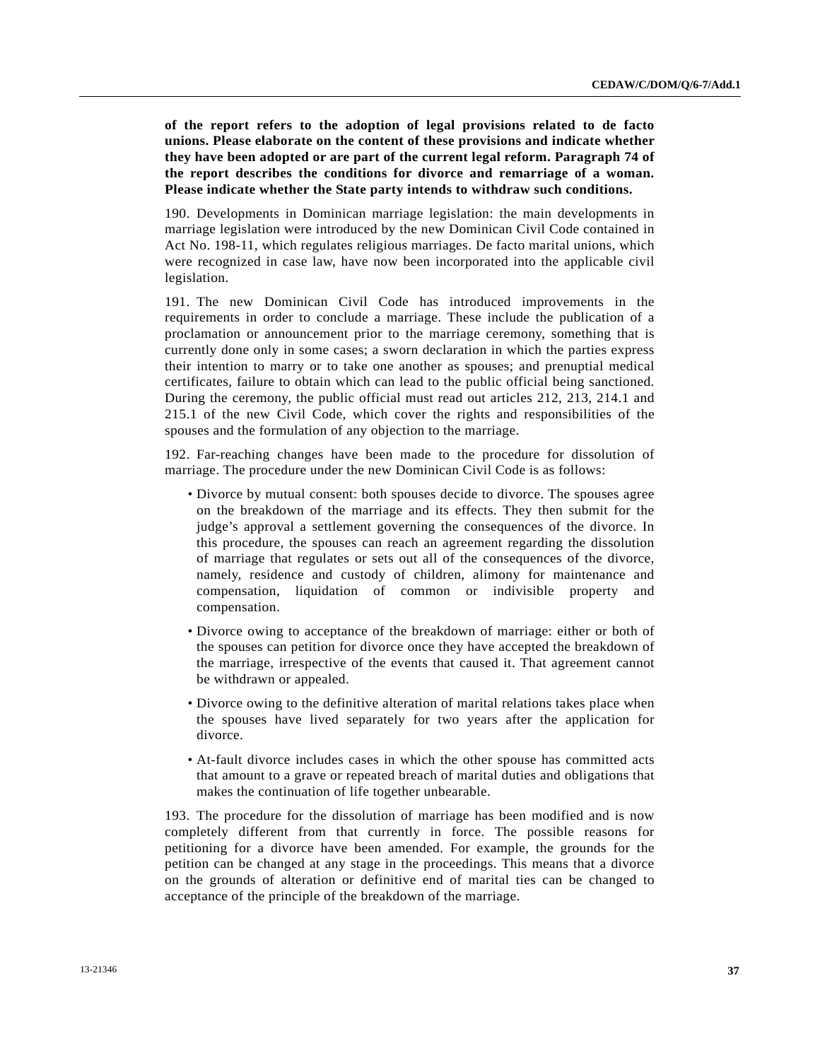**of the report refers to the adoption of legal provisions related to de facto unions. Please elaborate on the content of these provisions and indicate whether they have been adopted or are part of the current legal reform. Paragraph 74 of the report describes the conditions for divorce and remarriage of a woman. Please indicate whether the State party intends to withdraw such conditions.**

190. Developments in Dominican marriage legislation: the main developments in marriage legislation were introduced by the new Dominican Civil Code contained in Act No. 198-11, which regulates religious marriages. De facto marital unions, which were recognized in case law, have now been incorporated into the applicable civil legislation.

191. The new Dominican Civil Code has introduced improvements in the requirements in order to conclude a marriage. These include the publication of a proclamation or announcement prior to the marriage ceremony, something that is currently done only in some cases; a sworn declaration in which the parties express their intention to marry or to take one another as spouses; and prenuptial medical certificates, failure to obtain which can lead to the public official being sanctioned. During the ceremony, the public official must read out articles 212, 213, 214.1 and 215.1 of the new Civil Code, which cover the rights and responsibilities of the spouses and the formulation of any objection to the marriage.

192. Far-reaching changes have been made to the procedure for dissolution of marriage. The procedure under the new Dominican Civil Code is as follows:

- Divorce by mutual consent: both spouses decide to divorce. The spouses agree on the breakdown of the marriage and its effects. They then submit for the judge's approval a settlement governing the consequences of the divorce. In this procedure, the spouses can reach an agreement regarding the dissolution of marriage that regulates or sets out all of the consequences of the divorce, namely, residence and custody of children, alimony for maintenance and compensation, liquidation of common or indivisible property and compensation.
- Divorce owing to acceptance of the breakdown of marriage: either or both of the spouses can petition for divorce once they have accepted the breakdown of the marriage, irrespective of the events that caused it. That agreement cannot be withdrawn or appealed.
- Divorce owing to the definitive alteration of marital relations takes place when the spouses have lived separately for two years after the application for divorce.
- At-fault divorce includes cases in which the other spouse has committed acts that amount to a grave or repeated breach of marital duties and obligations that makes the continuation of life together unbearable.

193. The procedure for the dissolution of marriage has been modified and is now completely different from that currently in force. The possible reasons for petitioning for a divorce have been amended. For example, the grounds for the petition can be changed at any stage in the proceedings. This means that a divorce on the grounds of alteration or definitive end of marital ties can be changed to acceptance of the principle of the breakdown of the marriage.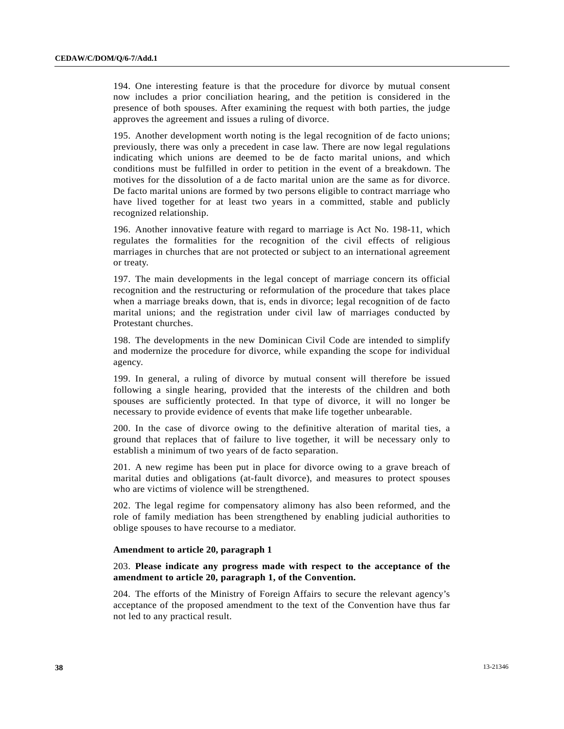194. One interesting feature is that the procedure for divorce by mutual consent now includes a prior conciliation hearing, and the petition is considered in the presence of both spouses. After examining the request with both parties, the judge approves the agreement and issues a ruling of divorce.

195. Another development worth noting is the legal recognition of de facto unions; previously, there was only a precedent in case law. There are now legal regulations indicating which unions are deemed to be de facto marital unions, and which conditions must be fulfilled in order to petition in the event of a breakdown. The motives for the dissolution of a de facto marital union are the same as for divorce. De facto marital unions are formed by two persons eligible to contract marriage who have lived together for at least two years in a committed, stable and publicly recognized relationship.

196. Another innovative feature with regard to marriage is Act No. 198-11, which regulates the formalities for the recognition of the civil effects of religious marriages in churches that are not protected or subject to an international agreement or treaty.

197. The main developments in the legal concept of marriage concern its official recognition and the restructuring or reformulation of the procedure that takes place when a marriage breaks down, that is, ends in divorce; legal recognition of de facto marital unions; and the registration under civil law of marriages conducted by Protestant churches.

198. The developments in the new Dominican Civil Code are intended to simplify and modernize the procedure for divorce, while expanding the scope for individual agency.

199. In general, a ruling of divorce by mutual consent will therefore be issued following a single hearing, provided that the interests of the children and both spouses are sufficiently protected. In that type of divorce, it will no longer be necessary to provide evidence of events that make life together unbearable.

200. In the case of divorce owing to the definitive alteration of marital ties, a ground that replaces that of failure to live together, it will be necessary only to establish a minimum of two years of de facto separation.

201. A new regime has been put in place for divorce owing to a grave breach of marital duties and obligations (at-fault divorce), and measures to protect spouses who are victims of violence will be strengthened.

202. The legal regime for compensatory alimony has also been reformed, and the role of family mediation has been strengthened by enabling judicial authorities to oblige spouses to have recourse to a mediator.

### Amendment to article 20, paragraph 1

203. **Please indicate any progress made with respect to the acceptance of the amendment to article 20, paragraph 1, of the Convention.**

204. The efforts of the Ministry of Foreign Affairs to secure the relevant agency's acceptance of the proposed amendment to the text of the Convention have thus far not led to any practical result.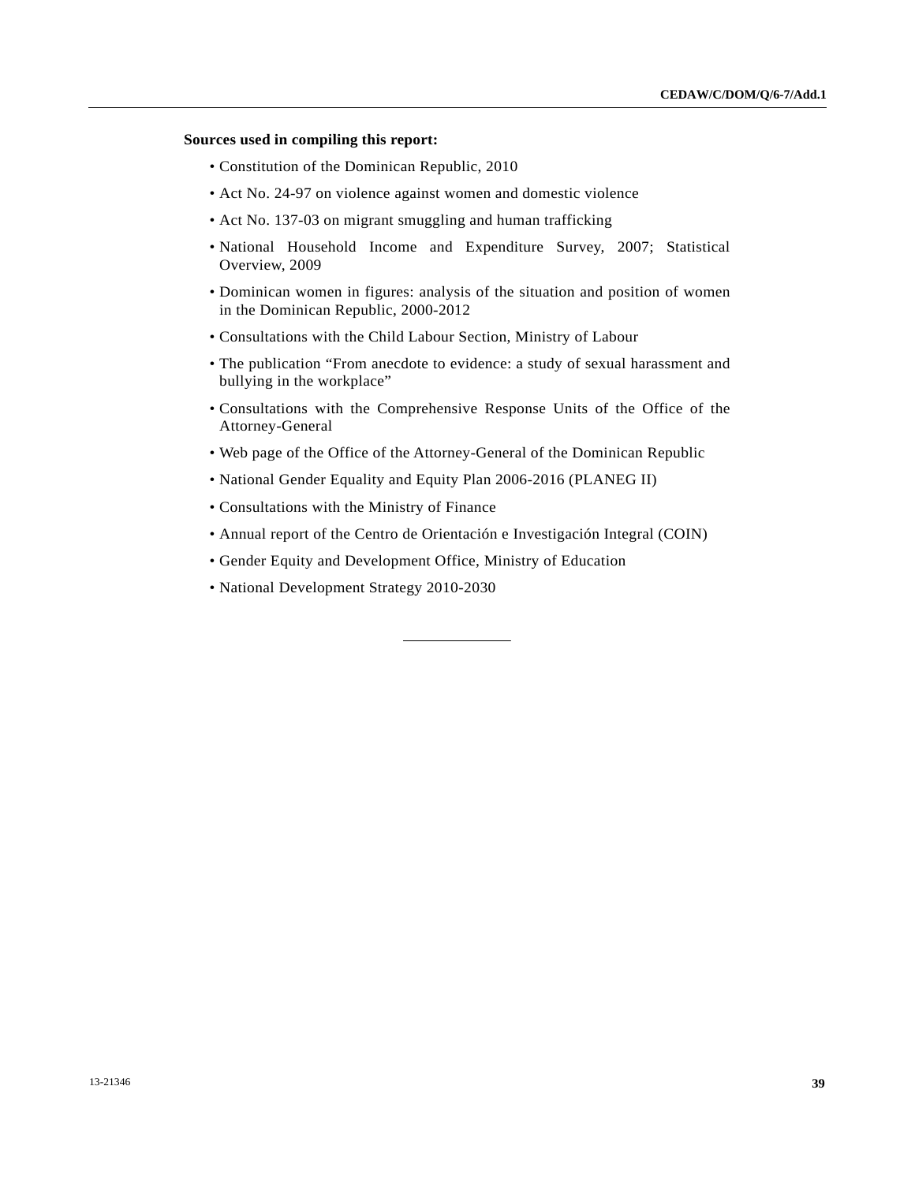**Sources used in compiling this report:**

- Constitution of the Dominican Republic, 2010
- Act No. 24-97 on violence against women and domestic violence
- Act No. 137-03 on migrant smuggling and human trafficking
- National Household Income and Expenditure Survey, 2007; Statistical Overview, 2009
- Dominican women in figures: analysis of the situation and position of women in the Dominican Republic, 2000-2012
- Consultations with the Child Labour Section, Ministry of Labour
- The publication "From anecdote to evidence: a study of sexual harassment and bullying in the workplace"
- Consultations with the Comprehensive Response Units of the Office of the Attorney-General
- Web page of the Office of the Attorney-General of the Dominican Republic
- National Gender Equality and Equity Plan 2006-2016 (PLANEG II)
- Consultations with the Ministry of Finance
- Annual report of the Centro de Orientación e Investigación Integral (COIN)
- Gender Equity and Development Office, Ministry of Education
- National Development Strategy 2010-2030